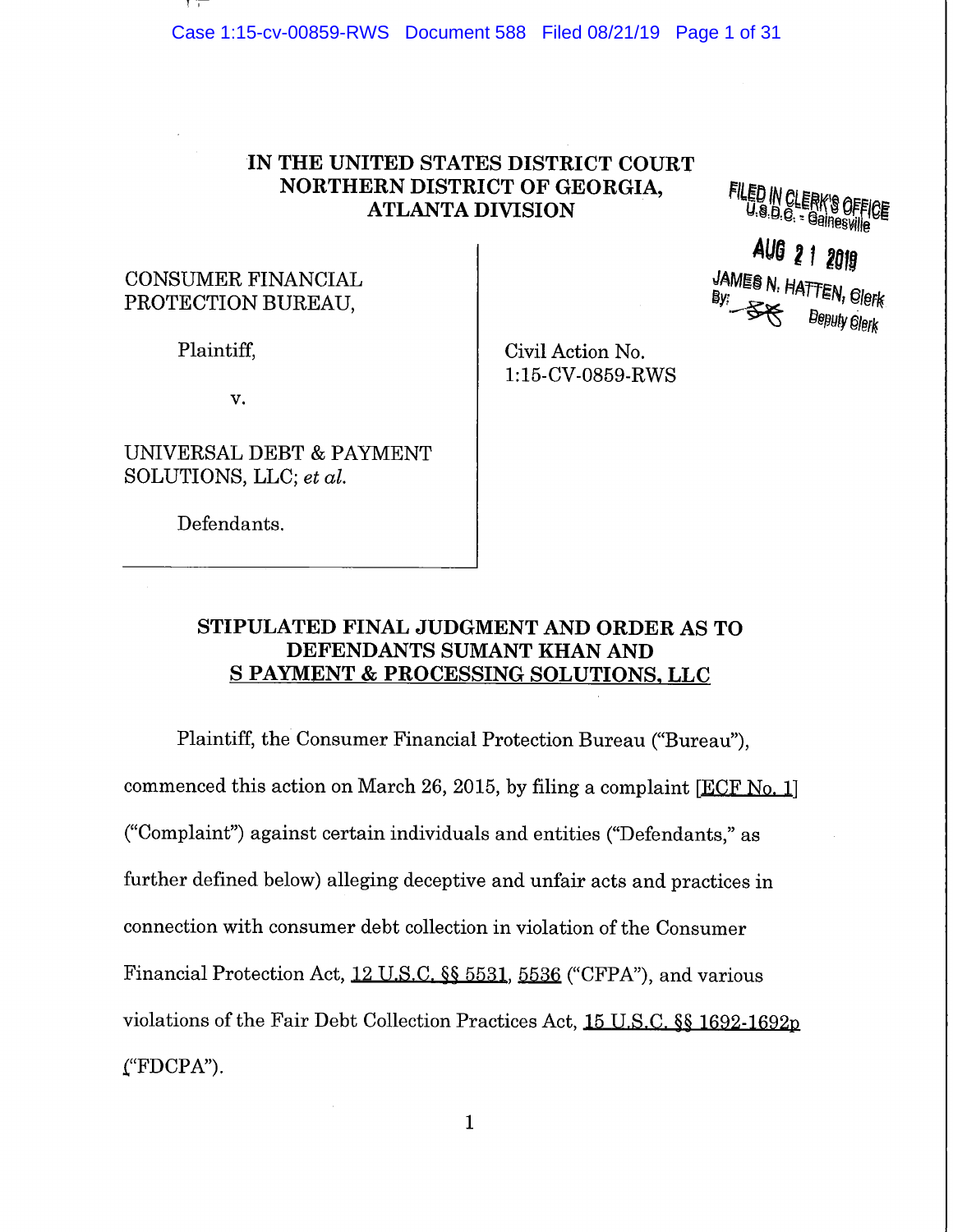# IN THE UNITED STATES DISTRICT COURT NORTHERN DISTRICT OF GEORGIA, ATLANTA DIVISION

FILED IN CLERK'S OFFICE
U.S.D.C. - Gainesville

AUG 21 2019

JAMES N. HATTEN, Clerk
By: Deputy Clerk

| | |
|---|---|
| CONSUMER FINANCIAL PROTECTION BUREAU,<br><br>Plaintiff,<br><br>v.<br><br>UNIVERSAL DEBT & PAYMENT SOLUTIONS, LLC; *et al.*<br><br>Defendants. | Civil Action No. 1:15-CV-0859-RWS |

## STIPULATED FINAL JUDGMENT AND ORDER AS TO DEFENDANTS SUMANT KHAN AND S PAYMENT & PROCESSING SOLUTIONS, LLC

Plaintiff, the Consumer Financial Protection Bureau ("Bureau"), commenced this action on March 26, 2015, by filing a complaint [ECF No. 1] ("Complaint") against certain individuals and entities ("Defendants," as further defined below) alleging deceptive and unfair acts and practices in connection with consumer debt collection in violation of the Consumer Financial Protection Act, 12 U.S.C. §§ 5531, 5536 ("CFPA"), and various violations of the Fair Debt Collection Practices Act, 15 U.S.C. §§ 1692-1692p ("FDCPA").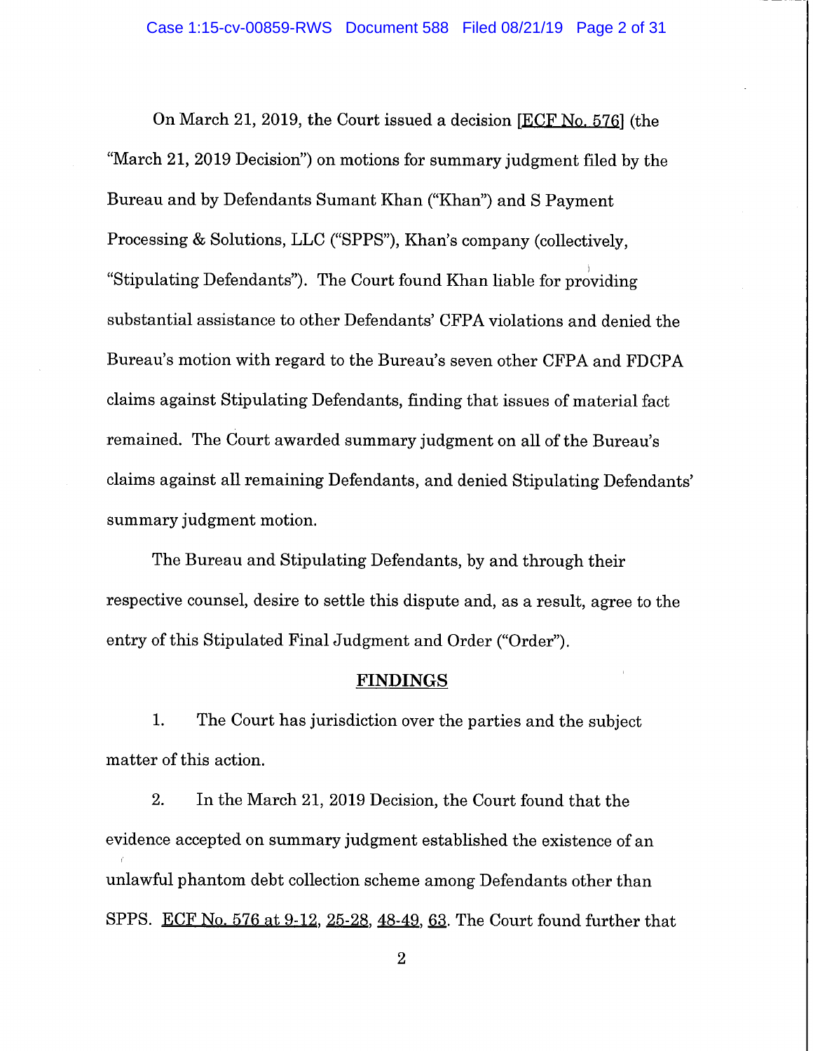On March 21, 2019, the Court issued a decision [ECF No. 576] (the "March 21, 2019 Decision") on motions for summary judgment filed by the Bureau and by Defendants Sumant Khan ("Khan") and S Payment Processing & Solutions, LLC ("SPPS"), Khan's company (collectively, "Stipulating Defendants"). The Court found Khan liable for providing substantial assistance to other Defendants' CFPA violations and denied the Bureau's motion with regard to the Bureau's seven other CFPA and FDCPA claims against Stipulating Defendants, finding that issues of material fact remained. The Court awarded summary judgment on all of the Bureau's claims against all remaining Defendants, and denied Stipulating Defendants' summary judgment motion.

The Bureau and Stipulating Defendants, by and through their respective counsel, desire to settle this dispute and, as a result, agree to the entry of this Stipulated Final Judgment and Order ("Order").

## FINDINGS

1. The Court has jurisdiction over the parties and the subject matter of this action.

2. In the March 21, 2019 Decision, the Court found that the evidence accepted on summary judgment established the existence of an unlawful phantom debt collection scheme among Defendants other than SPPS. ECF No. 576 at 9-12, 25-28, 48-49, 63. The Court found further that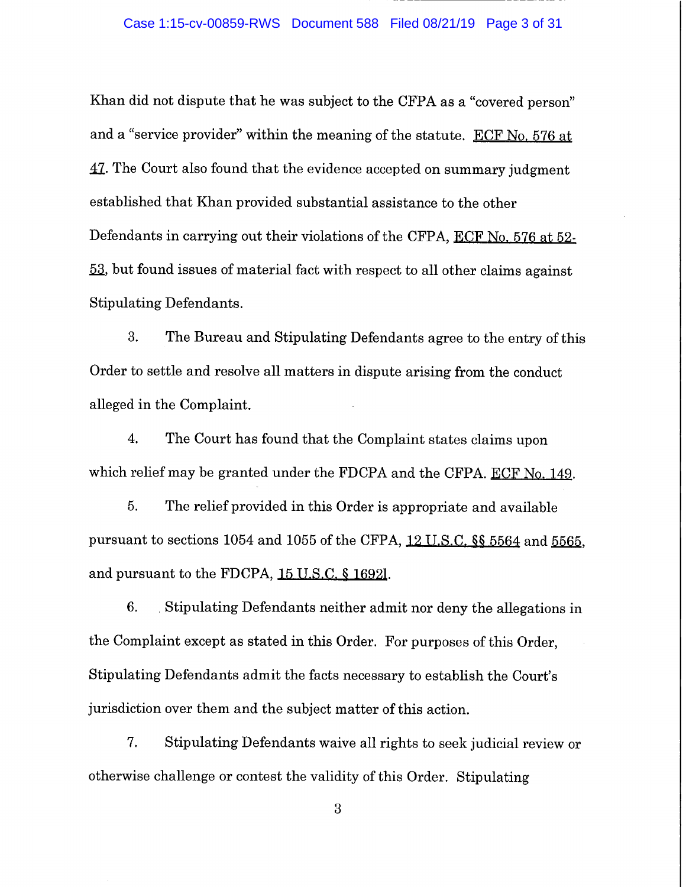Khan did not dispute that he was subject to the CFPA as a "covered person" and a "service provider" within the meaning of the statute. ECF No. 576 at 47. The Court also found that the evidence accepted on summary judgment established that Khan provided substantial assistance to the other Defendants in carrying out their violations of the CFPA, ECF No. 576 at 52-53, but found issues of material fact with respect to all other claims against Stipulating Defendants.

3. The Bureau and Stipulating Defendants agree to the entry of this Order to settle and resolve all matters in dispute arising from the conduct alleged in the Complaint.

4. The Court has found that the Complaint states claims upon which relief may be granted under the FDCPA and the CFPA. ECF No. 149.

5. The relief provided in this Order is appropriate and available pursuant to sections 1054 and 1055 of the CFPA, 12 U.S.C. §§ 5564 and 5565, and pursuant to the FDCPA, 15 U.S.C. § 1692l.

6. Stipulating Defendants neither admit nor deny the allegations in the Complaint except as stated in this Order. For purposes of this Order, Stipulating Defendants admit the facts necessary to establish the Court's jurisdiction over them and the subject matter of this action.

7. Stipulating Defendants waive all rights to seek judicial review or otherwise challenge or contest the validity of this Order. Stipulating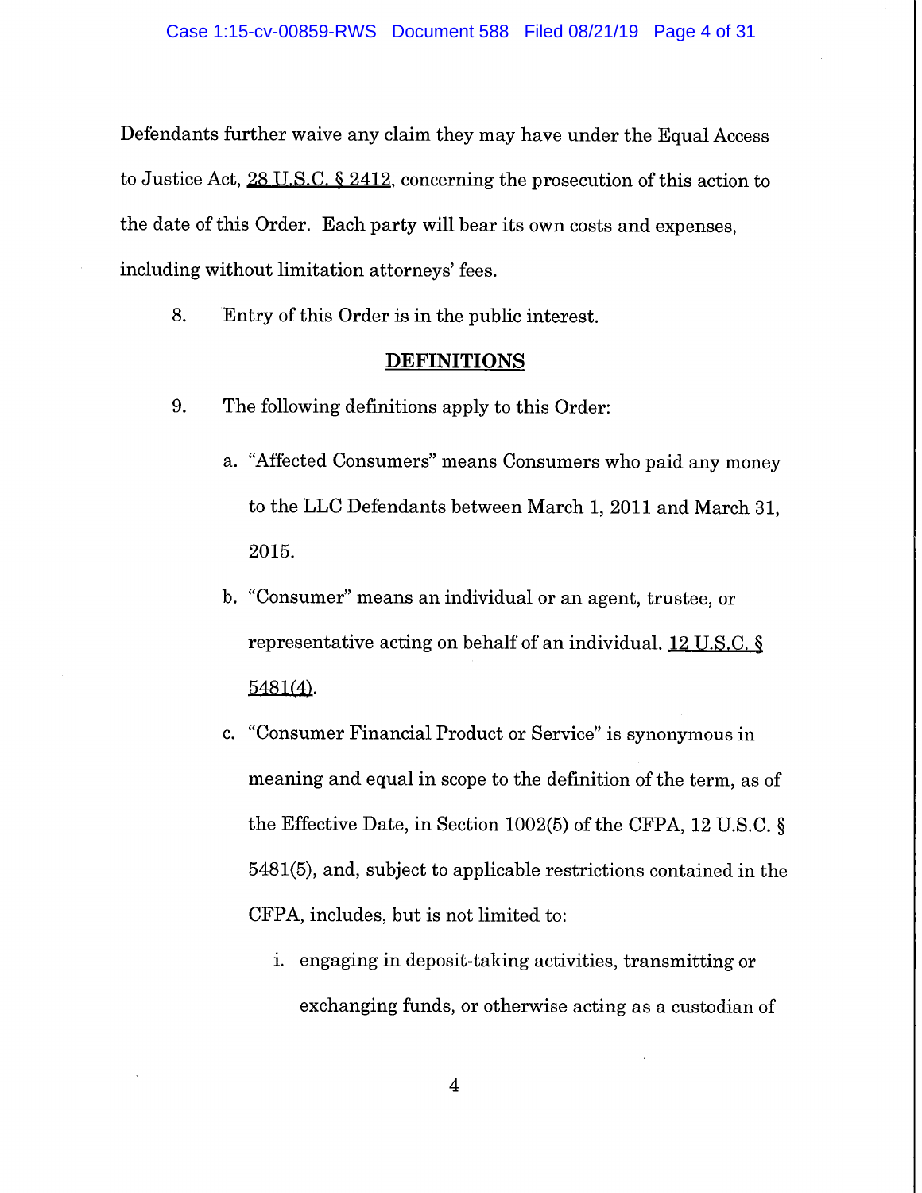Defendants further waive any claim they may have under the Equal Access to Justice Act, 28 U.S.C. § 2412, concerning the prosecution of this action to the date of this Order. Each party will bear its own costs and expenses, including without limitation attorneys' fees.

8. Entry of this Order is in the public interest.

## DEFINITIONS

9. The following definitions apply to this Order:

   a. "Affected Consumers" means Consumers who paid any money to the LLC Defendants between March 1, 2011 and March 31, 2015.

   b. "Consumer" means an individual or an agent, trustee, or representative acting on behalf of an individual. 12 U.S.C. § 5481(4).

   c. "Consumer Financial Product or Service" is synonymous in meaning and equal in scope to the definition of the term, as of the Effective Date, in Section 1002(5) of the CFPA, 12 U.S.C. § 5481(5), and, subject to applicable restrictions contained in the CFPA, includes, but is not limited to:

      i. engaging in deposit-taking activities, transmitting or exchanging funds, or otherwise acting as a custodian of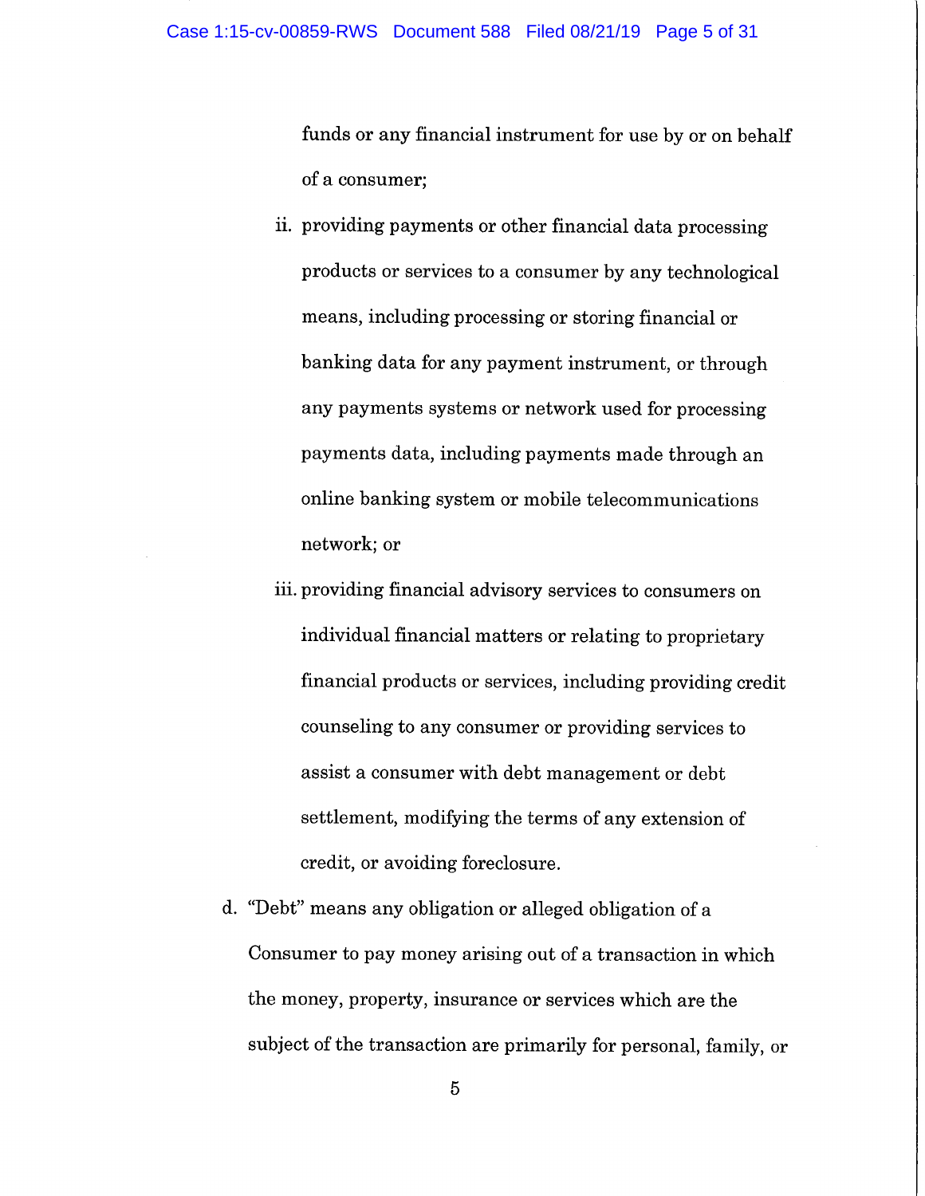funds or any financial instrument for use by or on behalf of a consumer;

ii. providing payments or other financial data processing products or services to a consumer by any technological means, including processing or storing financial or banking data for any payment instrument, or through any payments systems or network used for processing payments data, including payments made through an online banking system or mobile telecommunications network; or

iii. providing financial advisory services to consumers on individual financial matters or relating to proprietary financial products or services, including providing credit counseling to any consumer or providing services to assist a consumer with debt management or debt settlement, modifying the terms of any extension of credit, or avoiding foreclosure.

d. "Debt" means any obligation or alleged obligation of a Consumer to pay money arising out of a transaction in which the money, property, insurance or services which are the subject of the transaction are primarily for personal, family, or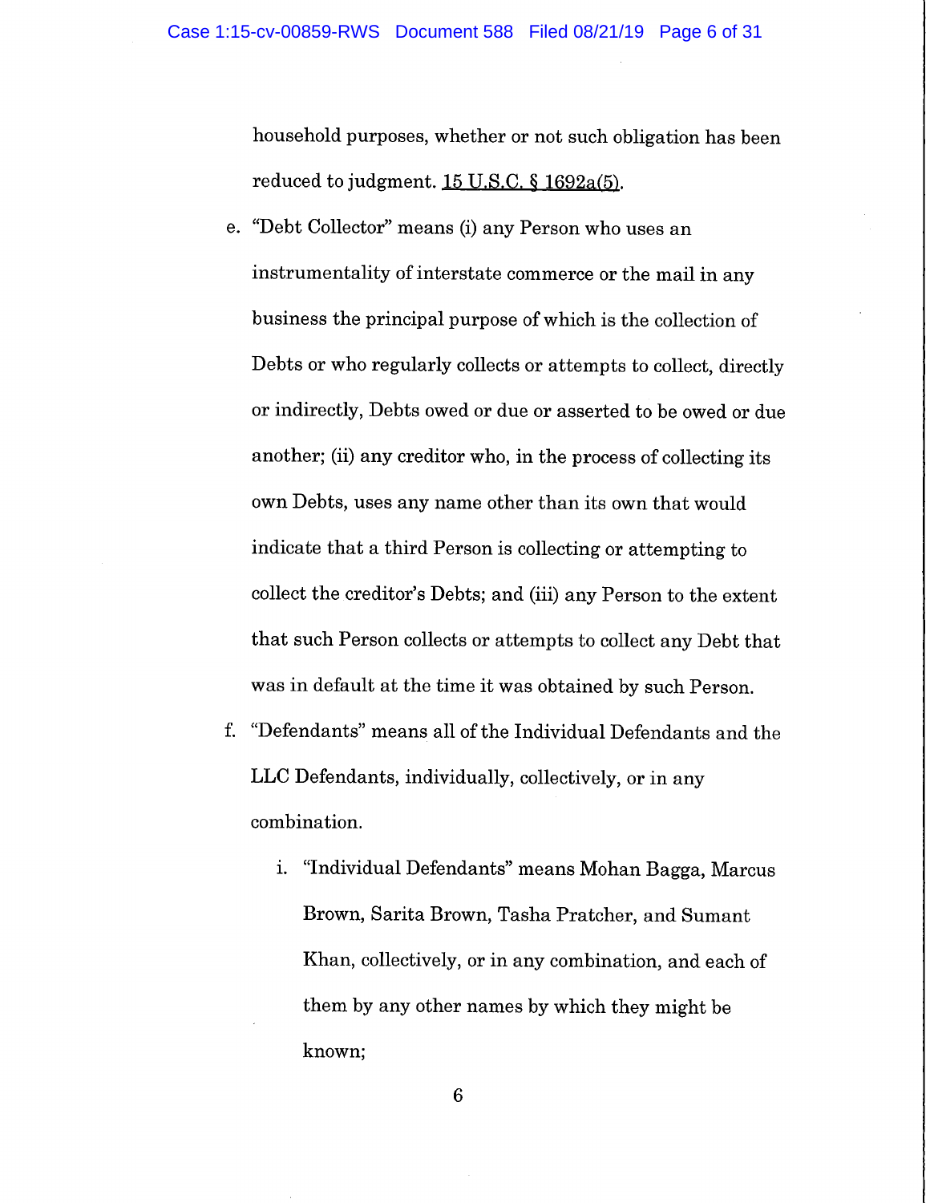household purposes, whether or not such obligation has been reduced to judgment. 15 U.S.C. § 1692a(5).

e. "Debt Collector" means (i) any Person who uses an instrumentality of interstate commerce or the mail in any business the principal purpose of which is the collection of Debts or who regularly collects or attempts to collect, directly or indirectly, Debts owed or due or asserted to be owed or due another; (ii) any creditor who, in the process of collecting its own Debts, uses any name other than its own that would indicate that a third Person is collecting or attempting to collect the creditor's Debts; and (iii) any Person to the extent that such Person collects or attempts to collect any Debt that was in default at the time it was obtained by such Person.

f. "Defendants" means all of the Individual Defendants and the LLC Defendants, individually, collectively, or in any combination.

   i. "Individual Defendants" means Mohan Bagga, Marcus Brown, Sarita Brown, Tasha Pratcher, and Sumant Khan, collectively, or in any combination, and each of them by any other names by which they might be known;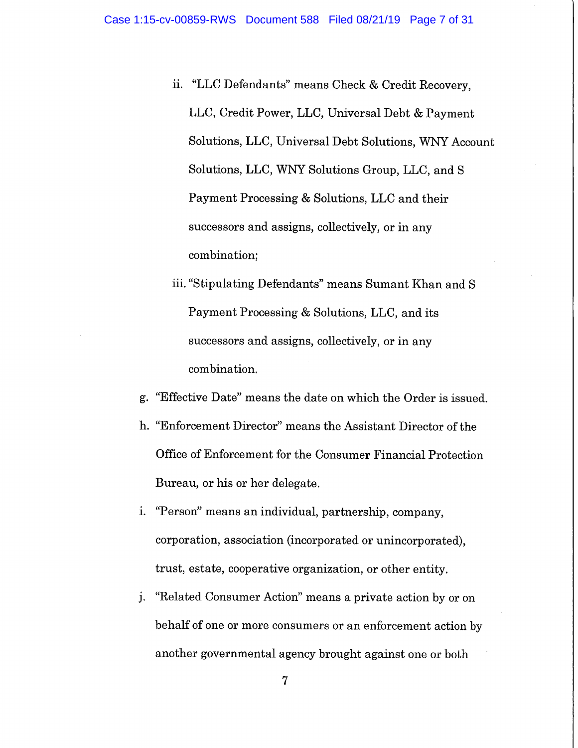ii. "LLC Defendants" means Check & Credit Recovery, LLC, Credit Power, LLC, Universal Debt & Payment Solutions, LLC, Universal Debt Solutions, WNY Account Solutions, LLC, WNY Solutions Group, LLC, and S Payment Processing & Solutions, LLC and their successors and assigns, collectively, or in any combination;

iii. "Stipulating Defendants" means Sumant Khan and S Payment Processing & Solutions, LLC, and its successors and assigns, collectively, or in any combination.

g. "Effective Date" means the date on which the Order is issued.

h. "Enforcement Director" means the Assistant Director of the Office of Enforcement for the Consumer Financial Protection Bureau, or his or her delegate.

i. "Person" means an individual, partnership, company, corporation, association (incorporated or unincorporated), trust, estate, cooperative organization, or other entity.

j. "Related Consumer Action" means a private action by or on behalf of one or more consumers or an enforcement action by another governmental agency brought against one or both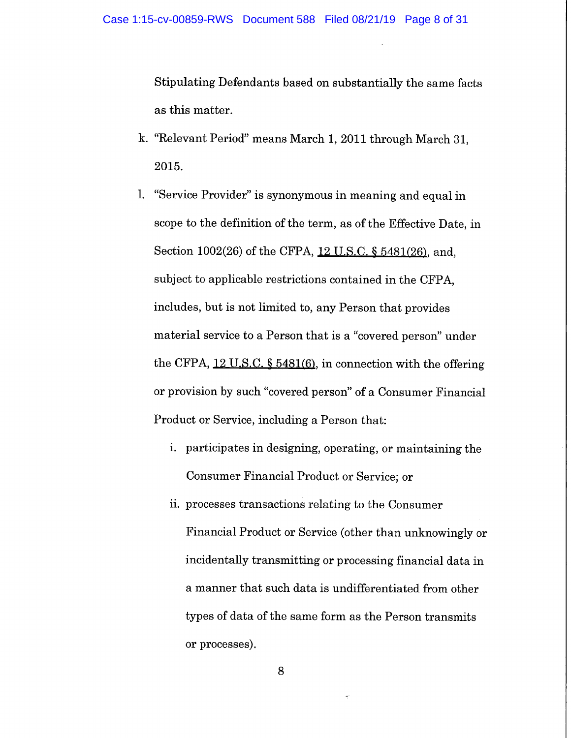Stipulating Defendants based on substantially the same facts as this matter.

k. "Relevant Period" means March 1, 2011 through March 31, 2015.

l. "Service Provider" is synonymous in meaning and equal in scope to the definition of the term, as of the Effective Date, in Section 1002(26) of the CFPA, 12 U.S.C. § 5481(26), and, subject to applicable restrictions contained in the CFPA, includes, but is not limited to, any Person that provides material service to a Person that is a "covered person" under the CFPA, 12 U.S.C. § 5481(6), in connection with the offering or provision by such "covered person" of a Consumer Financial Product or Service, including a Person that:

   i. participates in designing, operating, or maintaining the Consumer Financial Product or Service; or

   ii. processes transactions relating to the Consumer Financial Product or Service (other than unknowingly or incidentally transmitting or processing financial data in a manner that such data is undifferentiated from other types of data of the same form as the Person transmits or processes).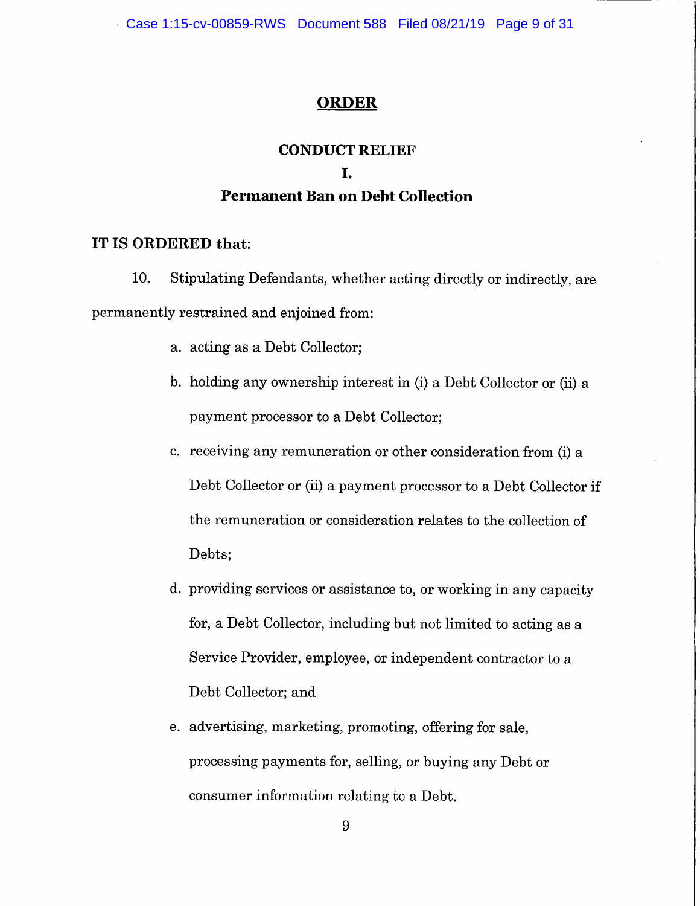# ORDER

## CONDUCT RELIEF

## I.

## Permanent Ban on Debt Collection

**IT IS ORDERED that:**

10. Stipulating Defendants, whether acting directly or indirectly, are permanently restrained and enjoined from:

a. acting as a Debt Collector;

b. holding any ownership interest in (i) a Debt Collector or (ii) a payment processor to a Debt Collector;

c. receiving any remuneration or other consideration from (i) a Debt Collector or (ii) a payment processor to a Debt Collector if the remuneration or consideration relates to the collection of Debts;

d. providing services or assistance to, or working in any capacity for, a Debt Collector, including but not limited to acting as a Service Provider, employee, or independent contractor to a Debt Collector; and

e. advertising, marketing, promoting, offering for sale, processing payments for, selling, or buying any Debt or consumer information relating to a Debt.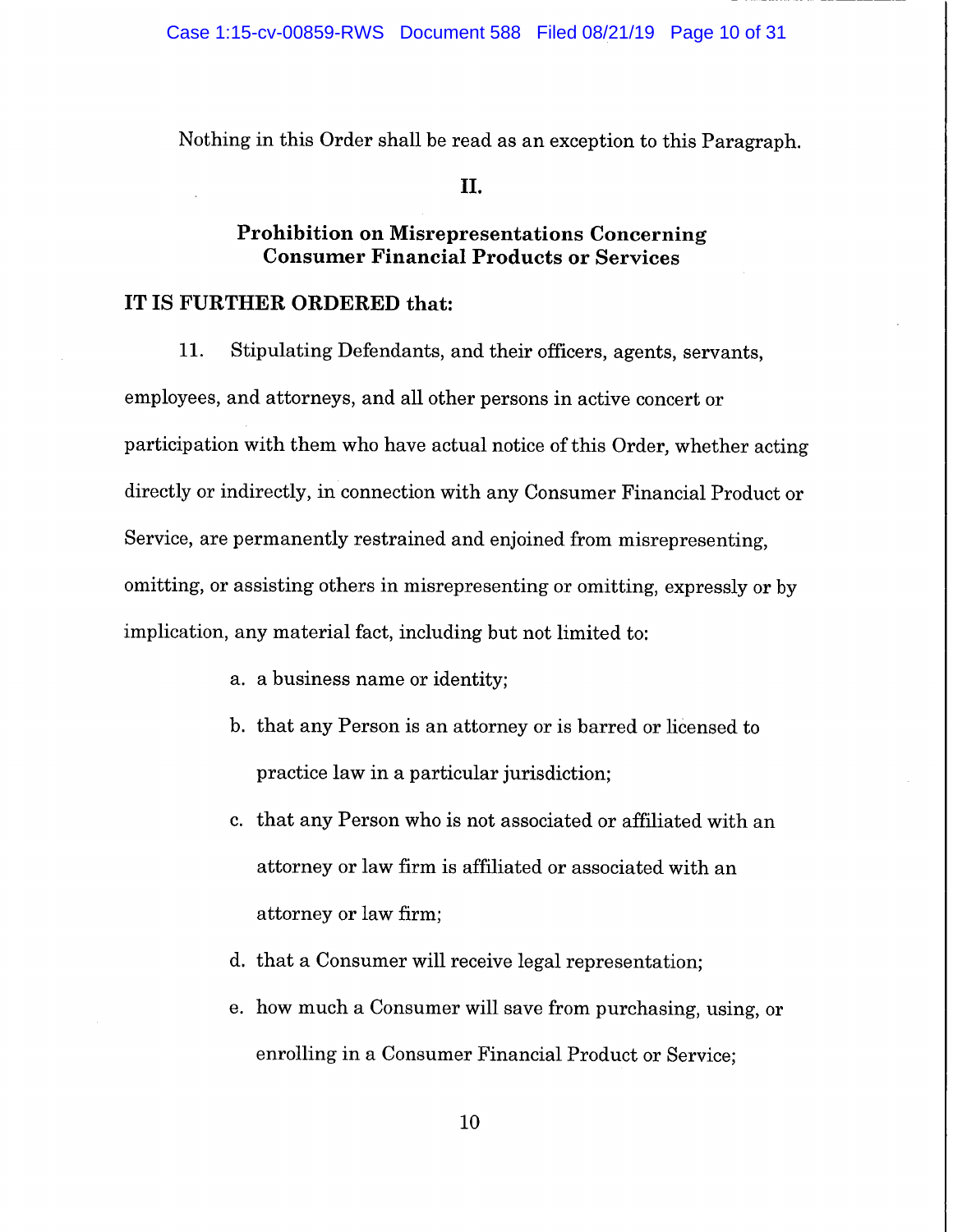Nothing in this Order shall be read as an exception to this Paragraph.

## II.

## Prohibition on Misrepresentations Concerning Consumer Financial Products or Services

**IT IS FURTHER ORDERED that:**

11. Stipulating Defendants, and their officers, agents, servants, employees, and attorneys, and all other persons in active concert or participation with them who have actual notice of this Order, whether acting directly or indirectly, in connection with any Consumer Financial Product or Service, are permanently restrained and enjoined from misrepresenting, omitting, or assisting others in misrepresenting or omitting, expressly or by implication, any material fact, including but not limited to:

    a. a business name or identity;

    b. that any Person is an attorney or is barred or licensed to practice law in a particular jurisdiction;

    c. that any Person who is not associated or affiliated with an attorney or law firm is affiliated or associated with an attorney or law firm;

    d. that a Consumer will receive legal representation;

    e. how much a Consumer will save from purchasing, using, or enrolling in a Consumer Financial Product or Service;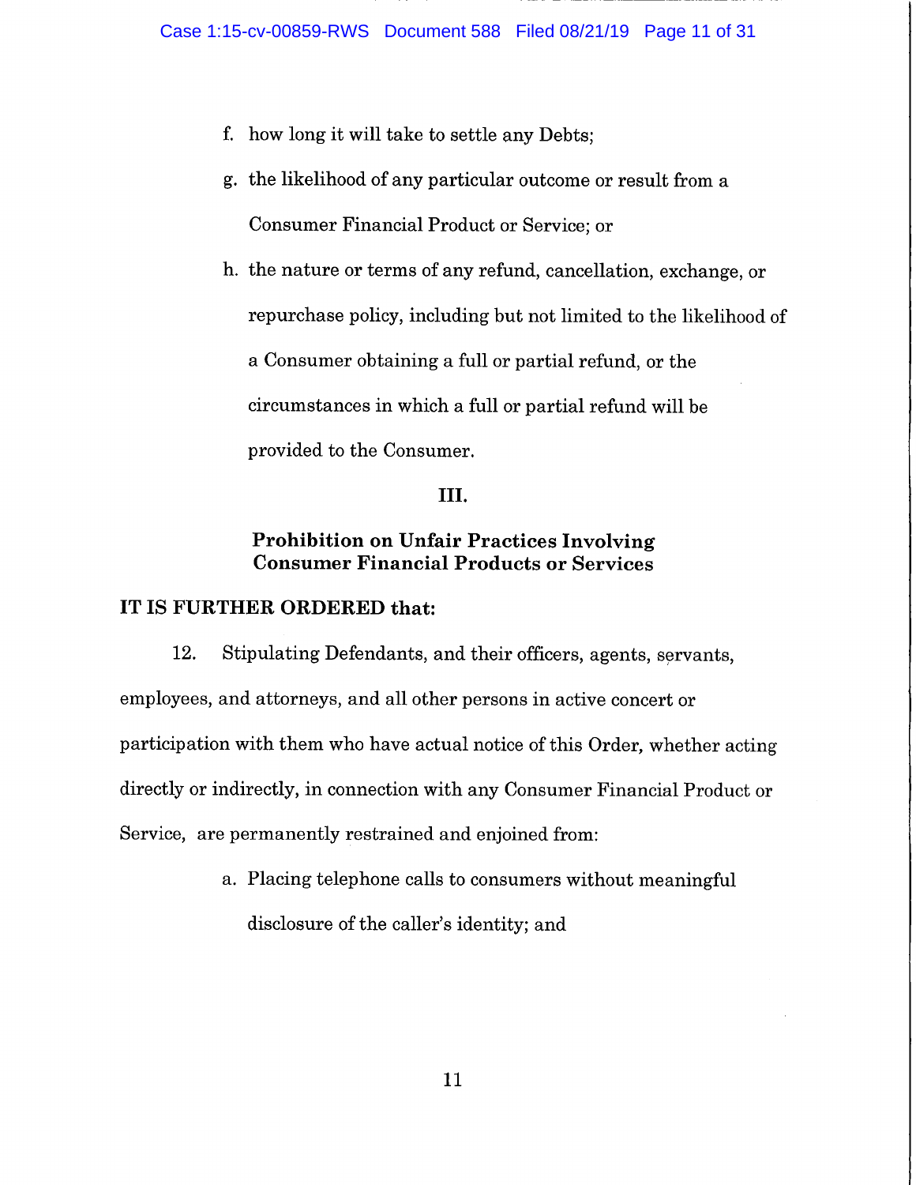f. how long it will take to settle any Debts;

g. the likelihood of any particular outcome or result from a Consumer Financial Product or Service; or

h. the nature or terms of any refund, cancellation, exchange, or repurchase policy, including but not limited to the likelihood of a Consumer obtaining a full or partial refund, or the circumstances in which a full or partial refund will be provided to the Consumer.

## III.

## Prohibition on Unfair Practices Involving Consumer Financial Products or Services

**IT IS FURTHER ORDERED that:**

12. Stipulating Defendants, and their officers, agents, servants, employees, and attorneys, and all other persons in active concert or participation with them who have actual notice of this Order, whether acting directly or indirectly, in connection with any Consumer Financial Product or Service, are permanently restrained and enjoined from:

a. Placing telephone calls to consumers without meaningful disclosure of the caller's identity; and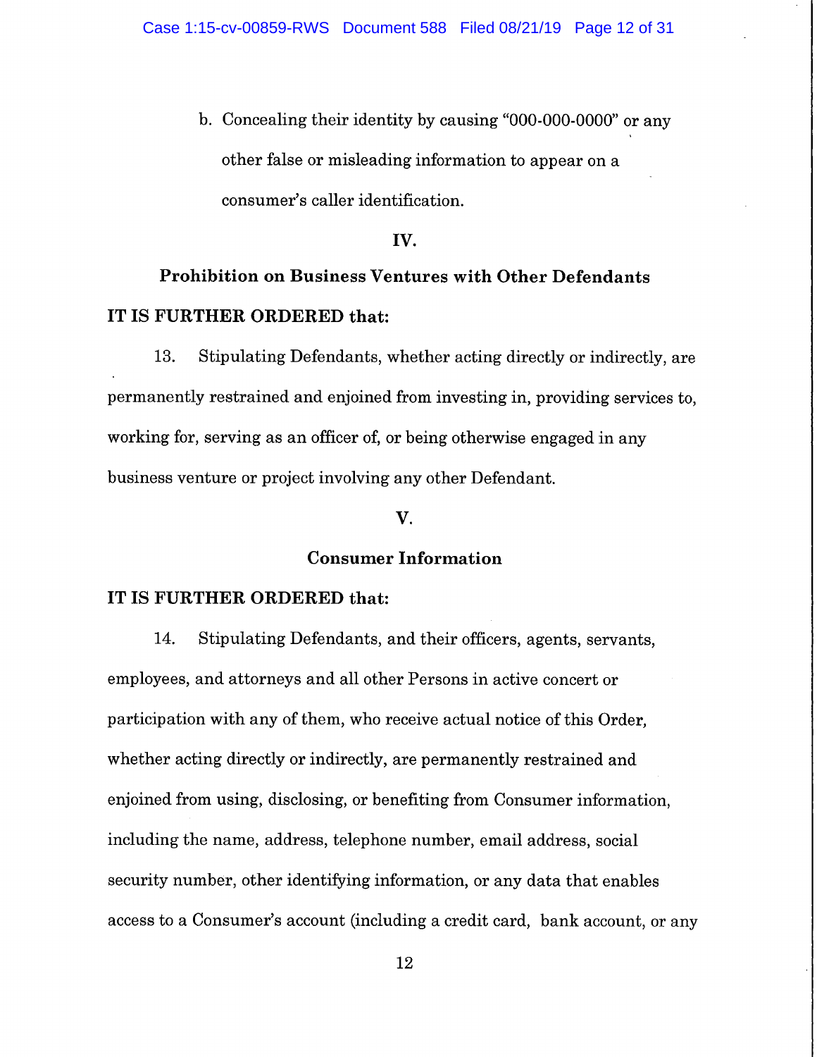b. Concealing their identity by causing "000-000-0000" or any other false or misleading information to appear on a consumer's caller identification.

## IV.

## Prohibition on Business Ventures with Other Defendants

**IT IS FURTHER ORDERED that:**

13. Stipulating Defendants, whether acting directly or indirectly, are permanently restrained and enjoined from investing in, providing services to, working for, serving as an officer of, or being otherwise engaged in any business venture or project involving any other Defendant.

## V.

## Consumer Information

**IT IS FURTHER ORDERED that:**

14. Stipulating Defendants, and their officers, agents, servants, employees, and attorneys and all other Persons in active concert or participation with any of them, who receive actual notice of this Order, whether acting directly or indirectly, are permanently restrained and enjoined from using, disclosing, or benefiting from Consumer information, including the name, address, telephone number, email address, social security number, other identifying information, or any data that enables access to a Consumer's account (including a credit card, bank account, or any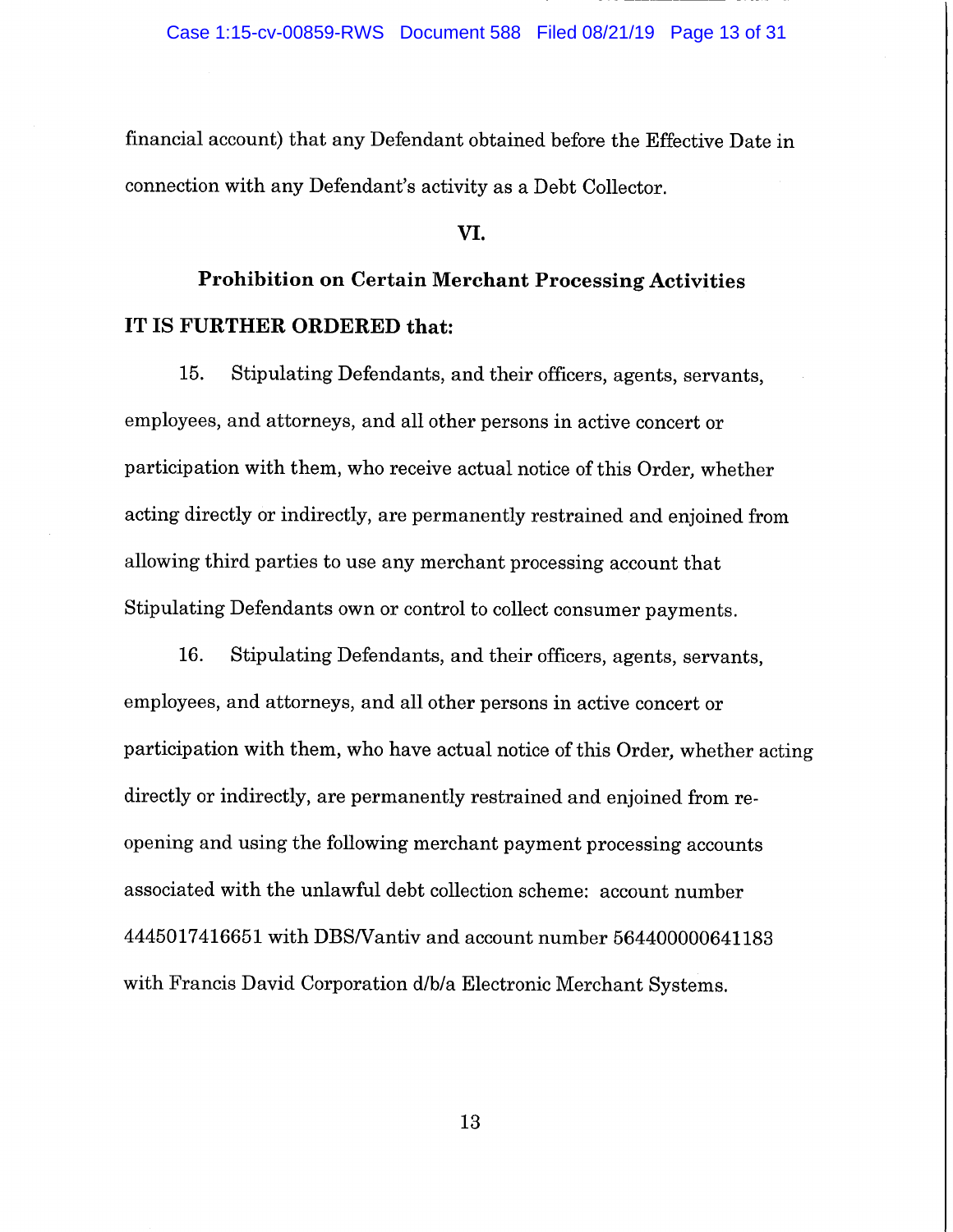financial account) that any Defendant obtained before the Effective Date in connection with any Defendant's activity as a Debt Collector.

## VI.

## Prohibition on Certain Merchant Processing Activities

**IT IS FURTHER ORDERED that:**

15. Stipulating Defendants, and their officers, agents, servants, employees, and attorneys, and all other persons in active concert or participation with them, who receive actual notice of this Order, whether acting directly or indirectly, are permanently restrained and enjoined from allowing third parties to use any merchant processing account that Stipulating Defendants own or control to collect consumer payments.

16. Stipulating Defendants, and their officers, agents, servants, employees, and attorneys, and all other persons in active concert or participation with them, who have actual notice of this Order, whether acting directly or indirectly, are permanently restrained and enjoined from re-opening and using the following merchant payment processing accounts associated with the unlawful debt collection scheme: account number 4445017416651 with DBS/Vantiv and account number 564400000641183 with Francis David Corporation d/b/a Electronic Merchant Systems.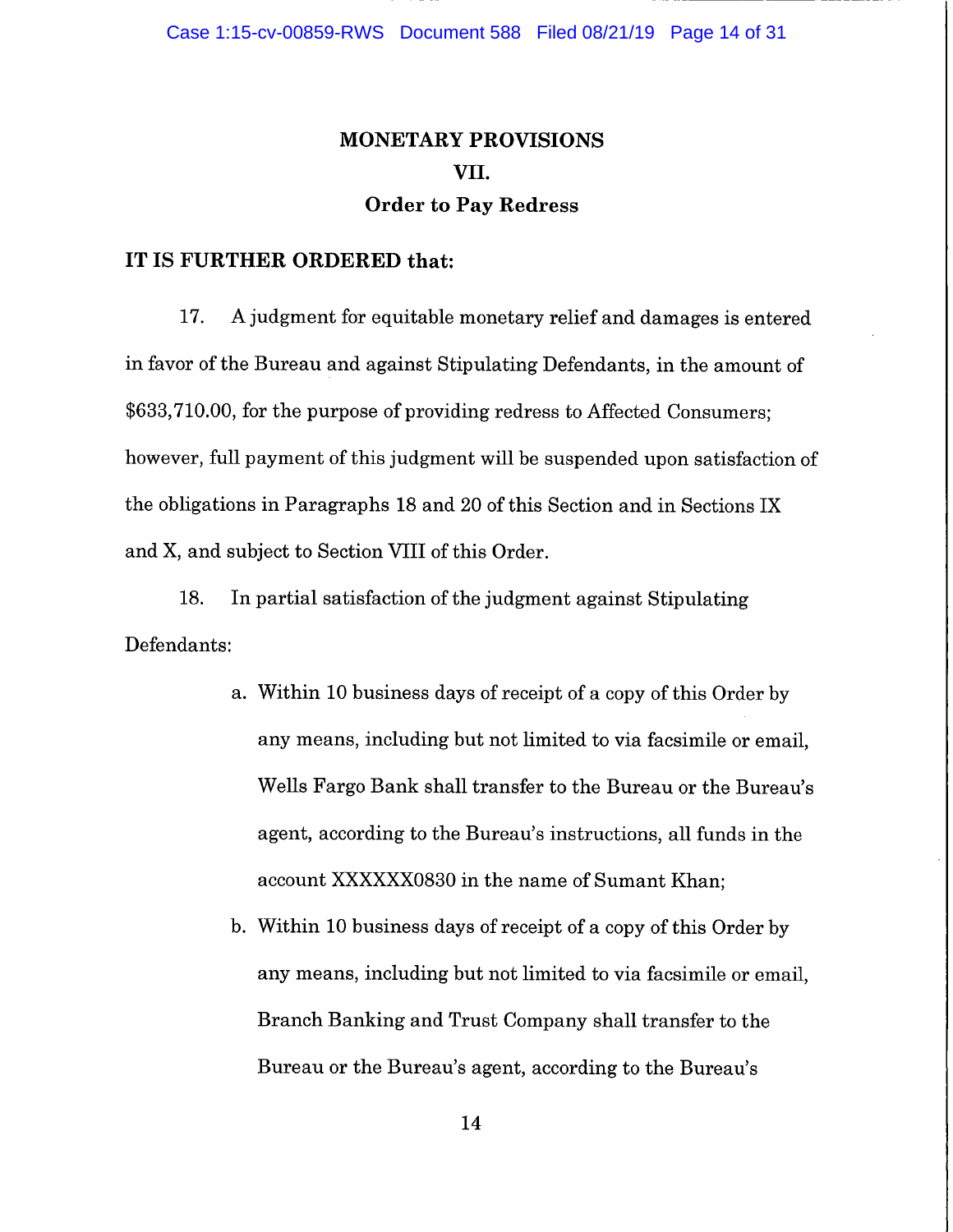## MONETARY PROVISIONS

## VII.

## Order to Pay Redress

**IT IS FURTHER ORDERED that:**

17. A judgment for equitable monetary relief and damages is entered in favor of the Bureau and against Stipulating Defendants, in the amount of $633,710.00, for the purpose of providing redress to Affected Consumers; however, full payment of this judgment will be suspended upon satisfaction of the obligations in Paragraphs 18 and 20 of this Section and in Sections IX and X, and subject to Section VIII of this Order.

18. In partial satisfaction of the judgment against Stipulating Defendants:

   a. Within 10 business days of receipt of a copy of this Order by any means, including but not limited to via facsimile or email, Wells Fargo Bank shall transfer to the Bureau or the Bureau's agent, according to the Bureau's instructions, all funds in the account XXXXXX0830 in the name of Sumant Khan;

   b. Within 10 business days of receipt of a copy of this Order by any means, including but not limited to via facsimile or email, Branch Banking and Trust Company shall transfer to the Bureau or the Bureau's agent, according to the Bureau's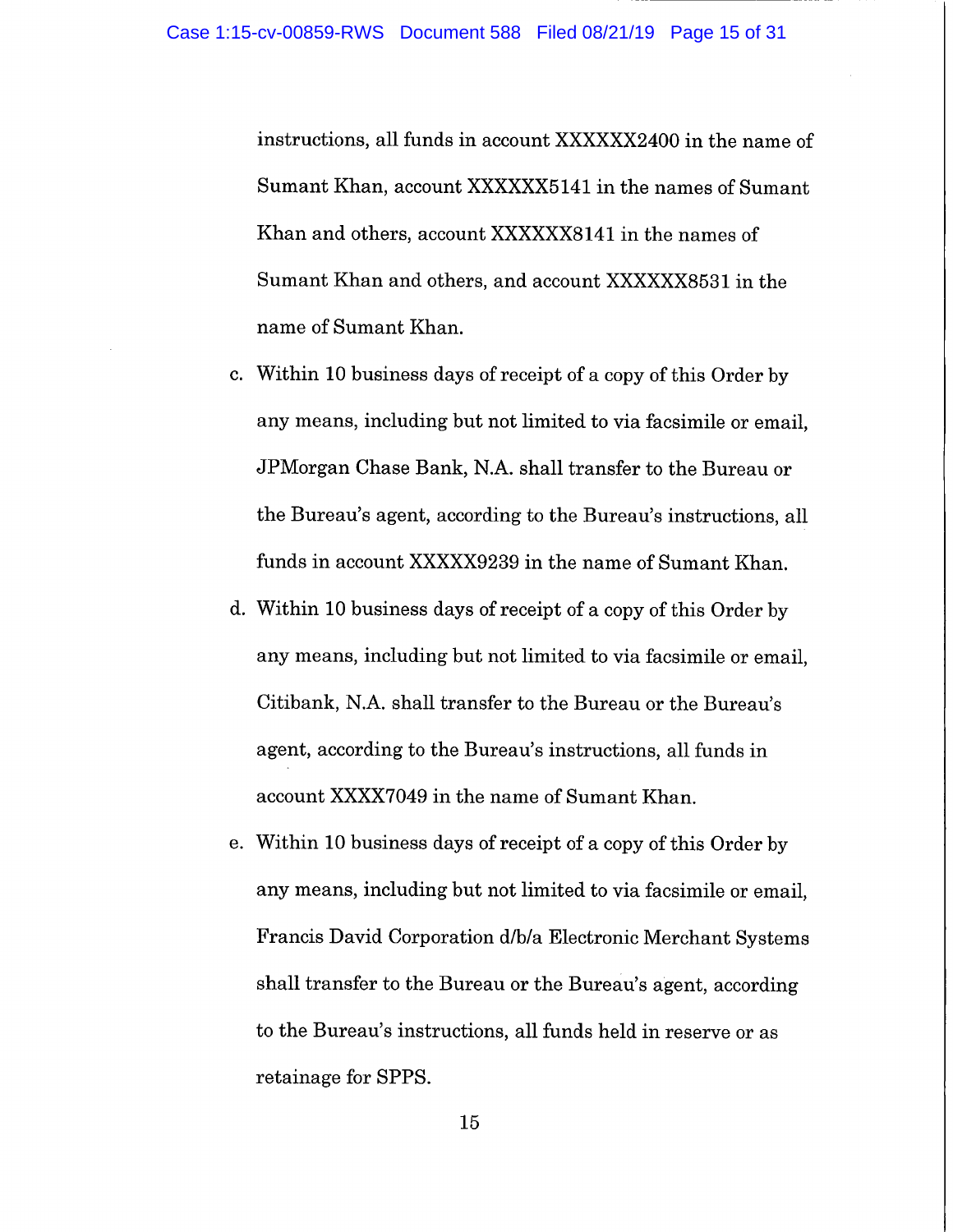instructions, all funds in account XXXXXX2400 in the name of Sumant Khan, account XXXXXX5141 in the names of Sumant Khan and others, account XXXXXX8141 in the names of Sumant Khan and others, and account XXXXXX8531 in the name of Sumant Khan.

c. Within 10 business days of receipt of a copy of this Order by any means, including but not limited to via facsimile or email, JPMorgan Chase Bank, N.A. shall transfer to the Bureau or the Bureau's agent, according to the Bureau's instructions, all funds in account XXXXX9239 in the name of Sumant Khan.

d. Within 10 business days of receipt of a copy of this Order by any means, including but not limited to via facsimile or email, Citibank, N.A. shall transfer to the Bureau or the Bureau's agent, according to the Bureau's instructions, all funds in account XXXX7049 in the name of Sumant Khan.

e. Within 10 business days of receipt of a copy of this Order by any means, including but not limited to via facsimile or email, Francis David Corporation d/b/a Electronic Merchant Systems shall transfer to the Bureau or the Bureau's agent, according to the Bureau's instructions, all funds held in reserve or as retainage for SPPS.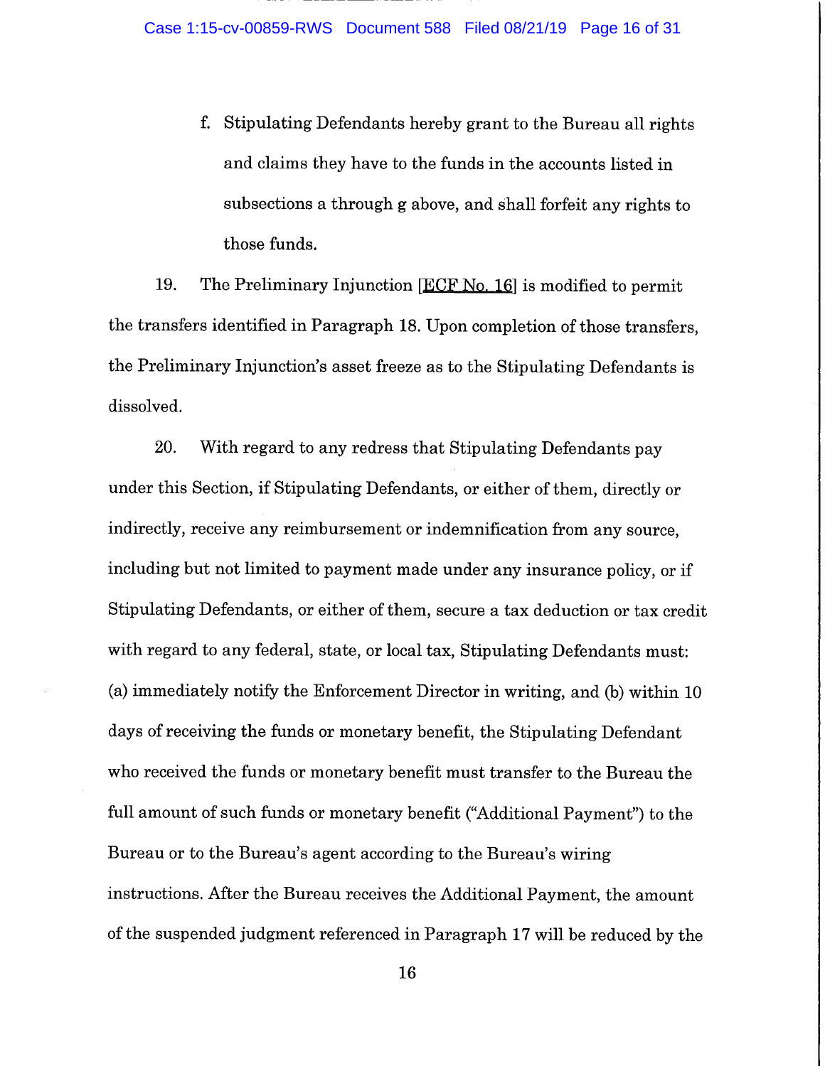f. Stipulating Defendants hereby grant to the Bureau all rights and claims they have to the funds in the accounts listed in subsections a through g above, and shall forfeit any rights to those funds.

19. The Preliminary Injunction [ECF No. 16] is modified to permit the transfers identified in Paragraph 18. Upon completion of those transfers, the Preliminary Injunction's asset freeze as to the Stipulating Defendants is dissolved.

20. With regard to any redress that Stipulating Defendants pay under this Section, if Stipulating Defendants, or either of them, directly or indirectly, receive any reimbursement or indemnification from any source, including but not limited to payment made under any insurance policy, or if Stipulating Defendants, or either of them, secure a tax deduction or tax credit with regard to any federal, state, or local tax, Stipulating Defendants must: (a) immediately notify the Enforcement Director in writing, and (b) within 10 days of receiving the funds or monetary benefit, the Stipulating Defendant who received the funds or monetary benefit must transfer to the Bureau the full amount of such funds or monetary benefit ("Additional Payment") to the Bureau or to the Bureau's agent according to the Bureau's wiring instructions. After the Bureau receives the Additional Payment, the amount of the suspended judgment referenced in Paragraph 17 will be reduced by the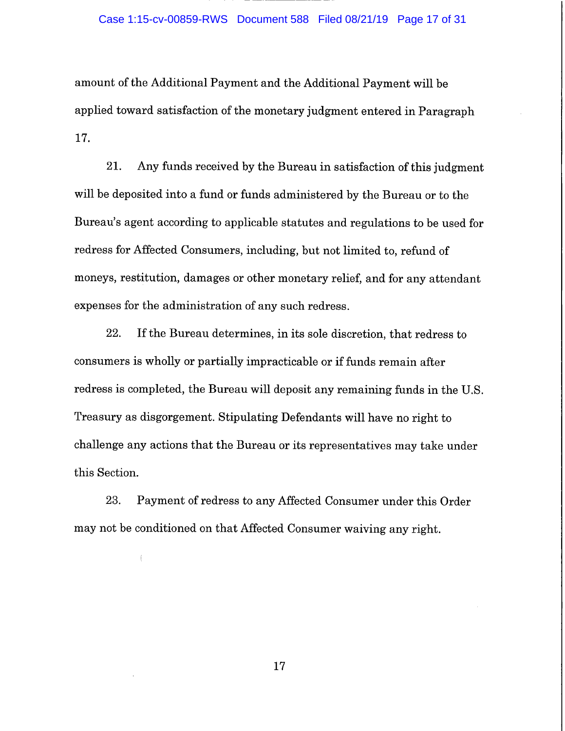amount of the Additional Payment and the Additional Payment will be applied toward satisfaction of the monetary judgment entered in Paragraph 17.

21. Any funds received by the Bureau in satisfaction of this judgment will be deposited into a fund or funds administered by the Bureau or to the Bureau's agent according to applicable statutes and regulations to be used for redress for Affected Consumers, including, but not limited to, refund of moneys, restitution, damages or other monetary relief, and for any attendant expenses for the administration of any such redress.

22. If the Bureau determines, in its sole discretion, that redress to consumers is wholly or partially impracticable or if funds remain after redress is completed, the Bureau will deposit any remaining funds in the U.S. Treasury as disgorgement. Stipulating Defendants will have no right to challenge any actions that the Bureau or its representatives may take under this Section.

23. Payment of redress to any Affected Consumer under this Order may not be conditioned on that Affected Consumer waiving any right.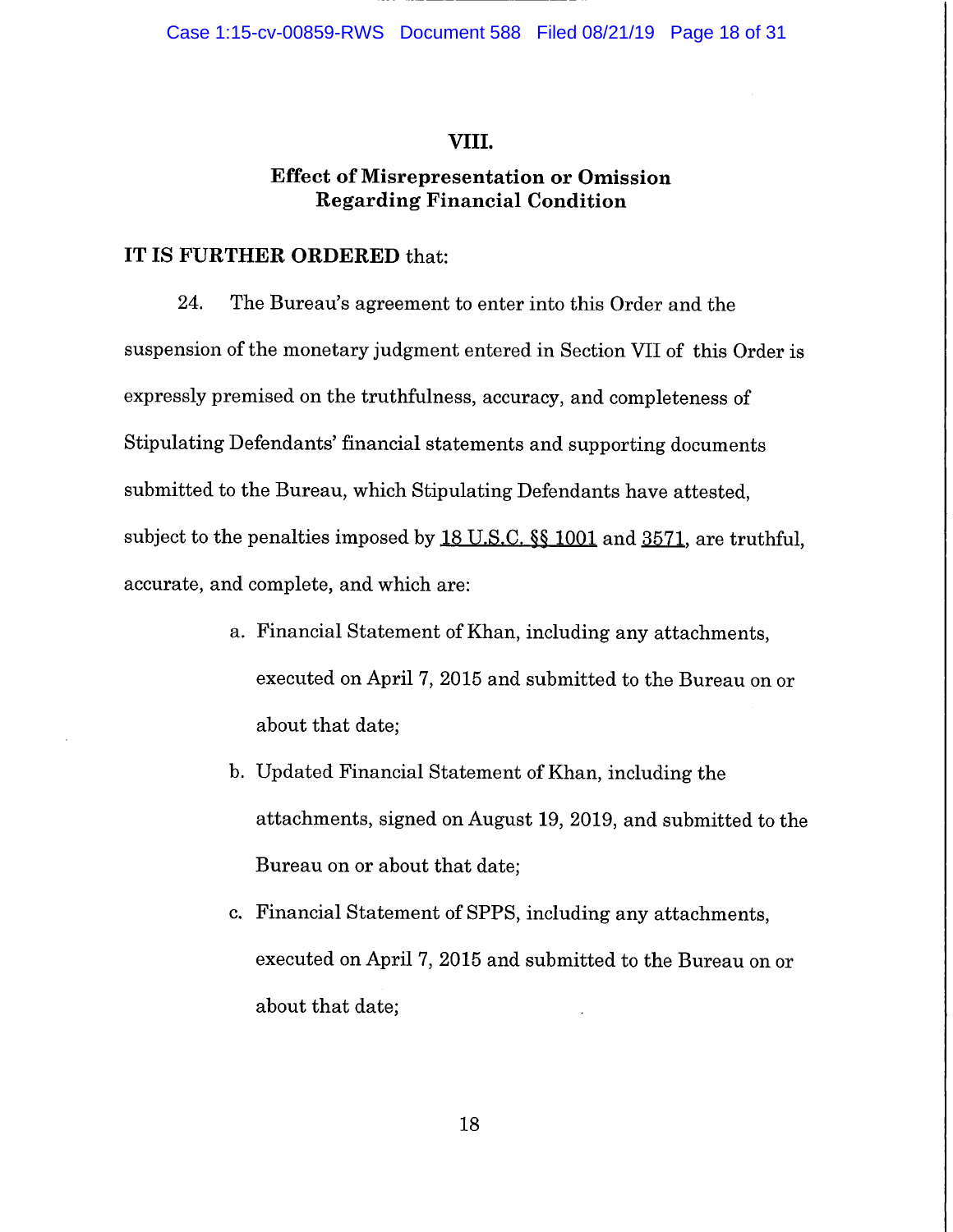## VIII.

## Effect of Misrepresentation or Omission Regarding Financial Condition

**IT IS FURTHER ORDERED** that:

24. The Bureau's agreement to enter into this Order and the suspension of the monetary judgment entered in Section VII of this Order is expressly premised on the truthfulness, accuracy, and completeness of Stipulating Defendants' financial statements and supporting documents submitted to the Bureau, which Stipulating Defendants have attested, subject to the penalties imposed by 18 U.S.C. §§ 1001 and 3571, are truthful, accurate, and complete, and which are:

a. Financial Statement of Khan, including any attachments, executed on April 7, 2015 and submitted to the Bureau on or about that date;

b. Updated Financial Statement of Khan, including the attachments, signed on August 19, 2019, and submitted to the Bureau on or about that date;

c. Financial Statement of SPPS, including any attachments, executed on April 7, 2015 and submitted to the Bureau on or about that date;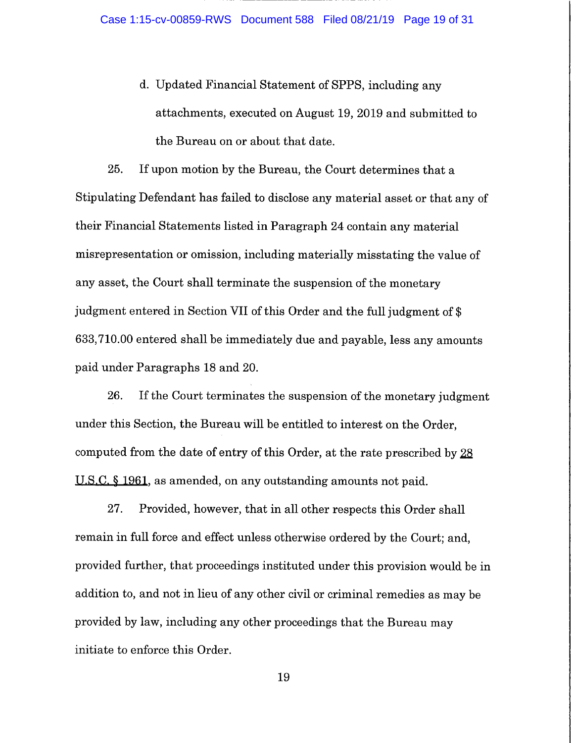d. Updated Financial Statement of SPPS, including any attachments, executed on August 19, 2019 and submitted to the Bureau on or about that date.

25. If upon motion by the Bureau, the Court determines that a Stipulating Defendant has failed to disclose any material asset or that any of their Financial Statements listed in Paragraph 24 contain any material misrepresentation or omission, including materially misstating the value of any asset, the Court shall terminate the suspension of the monetary judgment entered in Section VII of this Order and the full judgment of $ 633,710.00 entered shall be immediately due and payable, less any amounts paid under Paragraphs 18 and 20.

26. If the Court terminates the suspension of the monetary judgment under this Section, the Bureau will be entitled to interest on the Order, computed from the date of entry of this Order, at the rate prescribed by 28 U.S.C. § 1961, as amended, on any outstanding amounts not paid.

27. Provided, however, that in all other respects this Order shall remain in full force and effect unless otherwise ordered by the Court; and, provided further, that proceedings instituted under this provision would be in addition to, and not in lieu of any other civil or criminal remedies as may be provided by law, including any other proceedings that the Bureau may initiate to enforce this Order.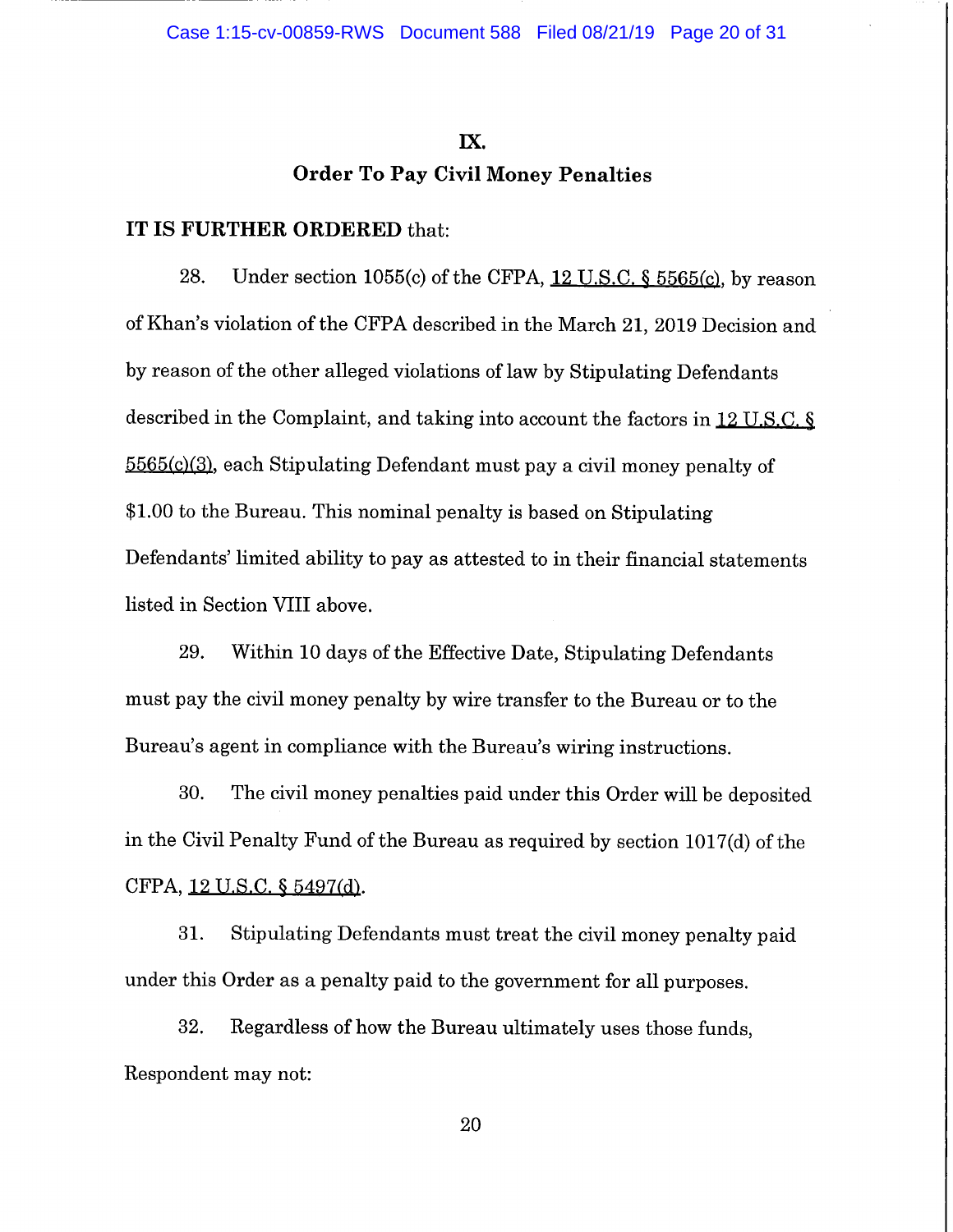## IX.

## Order To Pay Civil Money Penalties

**IT IS FURTHER ORDERED** that:

28. Under section 1055(c) of the CFPA, 12 U.S.C. § 5565(c), by reason of Khan's violation of the CFPA described in the March 21, 2019 Decision and by reason of the other alleged violations of law by Stipulating Defendants described in the Complaint, and taking into account the factors in 12 U.S.C. § 5565(c)(3), each Stipulating Defendant must pay a civil money penalty of $1.00 to the Bureau. This nominal penalty is based on Stipulating Defendants' limited ability to pay as attested to in their financial statements listed in Section VIII above.

29. Within 10 days of the Effective Date, Stipulating Defendants must pay the civil money penalty by wire transfer to the Bureau or to the Bureau's agent in compliance with the Bureau's wiring instructions.

30. The civil money penalties paid under this Order will be deposited in the Civil Penalty Fund of the Bureau as required by section 1017(d) of the CFPA, 12 U.S.C. § 5497(d).

31. Stipulating Defendants must treat the civil money penalty paid under this Order as a penalty paid to the government for all purposes.

32. Regardless of how the Bureau ultimately uses those funds, Respondent may not: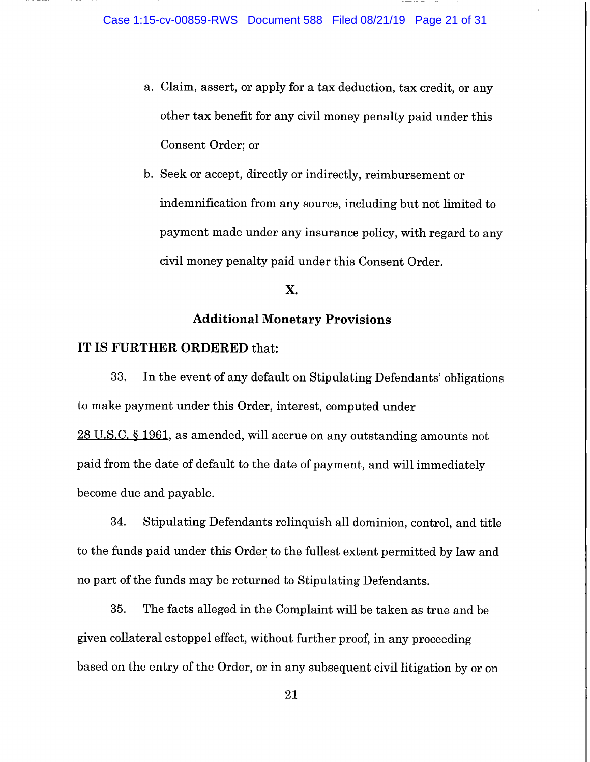a. Claim, assert, or apply for a tax deduction, tax credit, or any other tax benefit for any civil money penalty paid under this Consent Order; or

b. Seek or accept, directly or indirectly, reimbursement or indemnification from any source, including but not limited to payment made under any insurance policy, with regard to any civil money penalty paid under this Consent Order.

## X.

## Additional Monetary Provisions

**IT IS FURTHER ORDERED** that:

33. In the event of any default on Stipulating Defendants' obligations to make payment under this Order, interest, computed under 28 U.S.C. § 1961, as amended, will accrue on any outstanding amounts not paid from the date of default to the date of payment, and will immediately become due and payable.

34. Stipulating Defendants relinquish all dominion, control, and title to the funds paid under this Order to the fullest extent permitted by law and no part of the funds may be returned to Stipulating Defendants.

35. The facts alleged in the Complaint will be taken as true and be given collateral estoppel effect, without further proof, in any proceeding based on the entry of the Order, or in any subsequent civil litigation by or on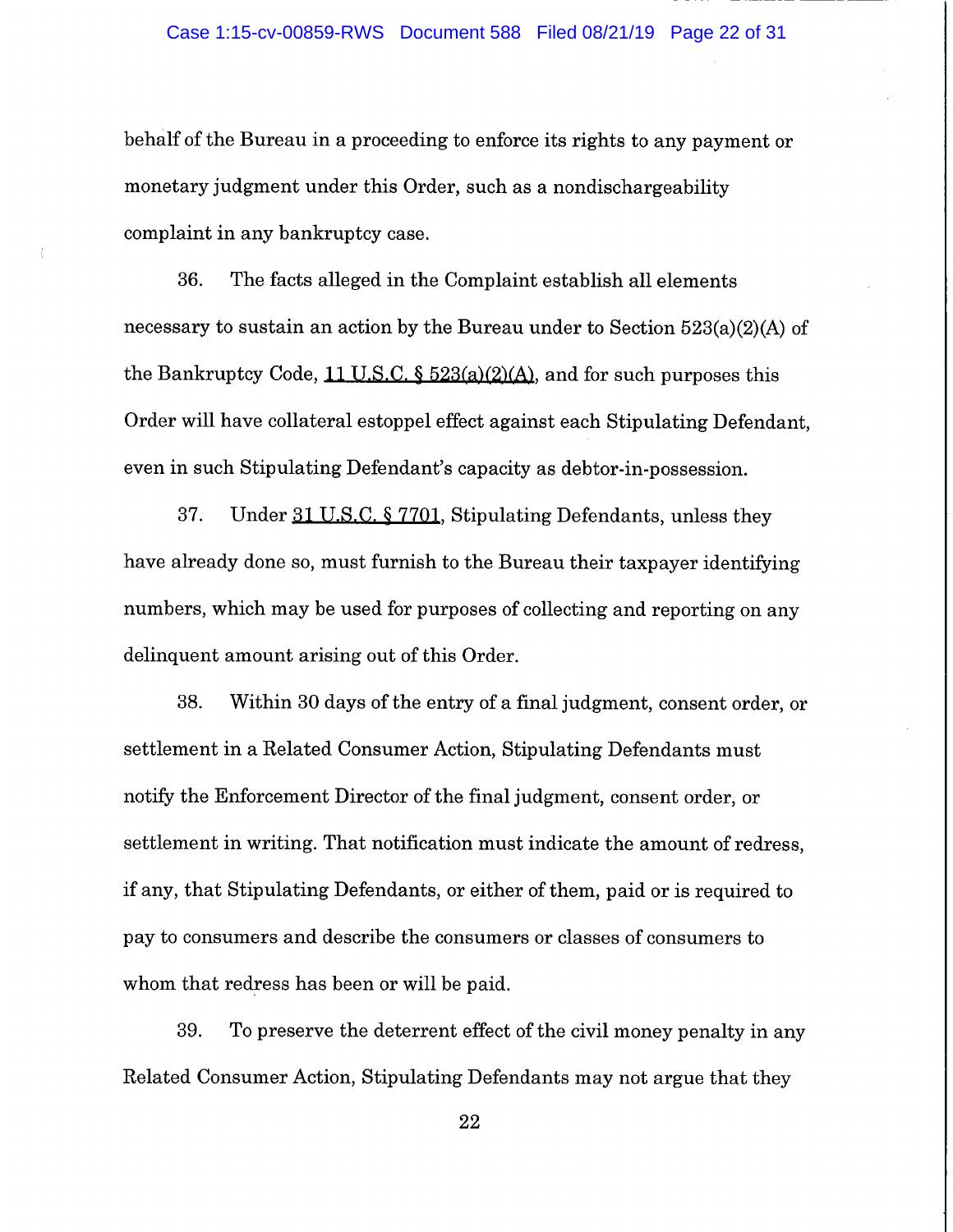behalf of the Bureau in a proceeding to enforce its rights to any payment or monetary judgment under this Order, such as a nondischargeability complaint in any bankruptcy case.

36. The facts alleged in the Complaint establish all elements necessary to sustain an action by the Bureau under to Section 523(a)(2)(A) of the Bankruptcy Code, 11 U.S.C. § 523(a)(2)(A), and for such purposes this Order will have collateral estoppel effect against each Stipulating Defendant, even in such Stipulating Defendant's capacity as debtor-in-possession.

37. Under 31 U.S.C. § 7701, Stipulating Defendants, unless they have already done so, must furnish to the Bureau their taxpayer identifying numbers, which may be used for purposes of collecting and reporting on any delinquent amount arising out of this Order.

38. Within 30 days of the entry of a final judgment, consent order, or settlement in a Related Consumer Action, Stipulating Defendants must notify the Enforcement Director of the final judgment, consent order, or settlement in writing. That notification must indicate the amount of redress, if any, that Stipulating Defendants, or either of them, paid or is required to pay to consumers and describe the consumers or classes of consumers to whom that redress has been or will be paid.

39. To preserve the deterrent effect of the civil money penalty in any Related Consumer Action, Stipulating Defendants may not argue that they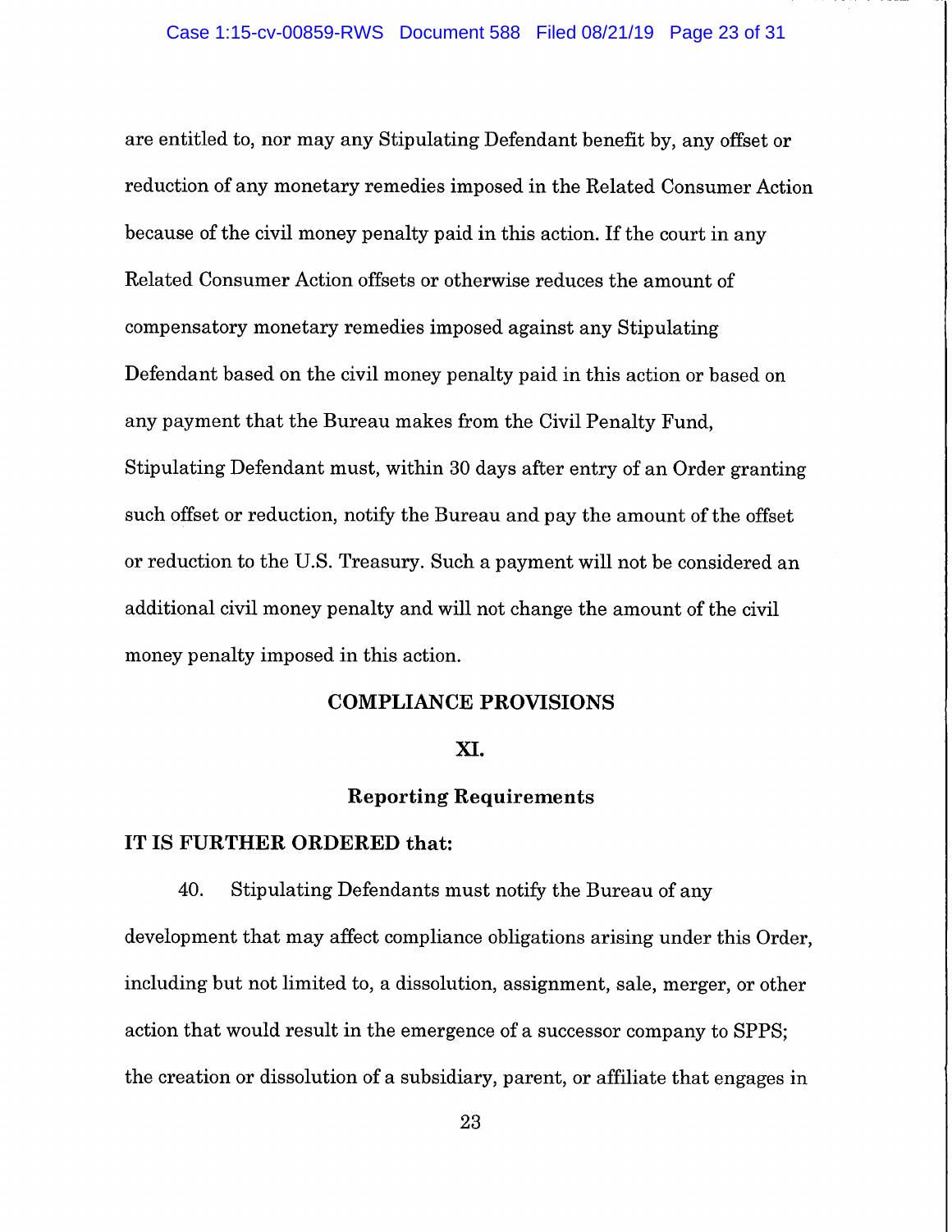are entitled to, nor may any Stipulating Defendant benefit by, any offset or reduction of any monetary remedies imposed in the Related Consumer Action because of the civil money penalty paid in this action. If the court in any Related Consumer Action offsets or otherwise reduces the amount of compensatory monetary remedies imposed against any Stipulating Defendant based on the civil money penalty paid in this action or based on any payment that the Bureau makes from the Civil Penalty Fund, Stipulating Defendant must, within 30 days after entry of an Order granting such offset or reduction, notify the Bureau and pay the amount of the offset or reduction to the U.S. Treasury. Such a payment will not be considered an additional civil money penalty and will not change the amount of the civil money penalty imposed in this action.

## COMPLIANCE PROVISIONS

## XI.

## Reporting Requirements

**IT IS FURTHER ORDERED that:**

40. Stipulating Defendants must notify the Bureau of any development that may affect compliance obligations arising under this Order, including but not limited to, a dissolution, assignment, sale, merger, or other action that would result in the emergence of a successor company to SPPS; the creation or dissolution of a subsidiary, parent, or affiliate that engages in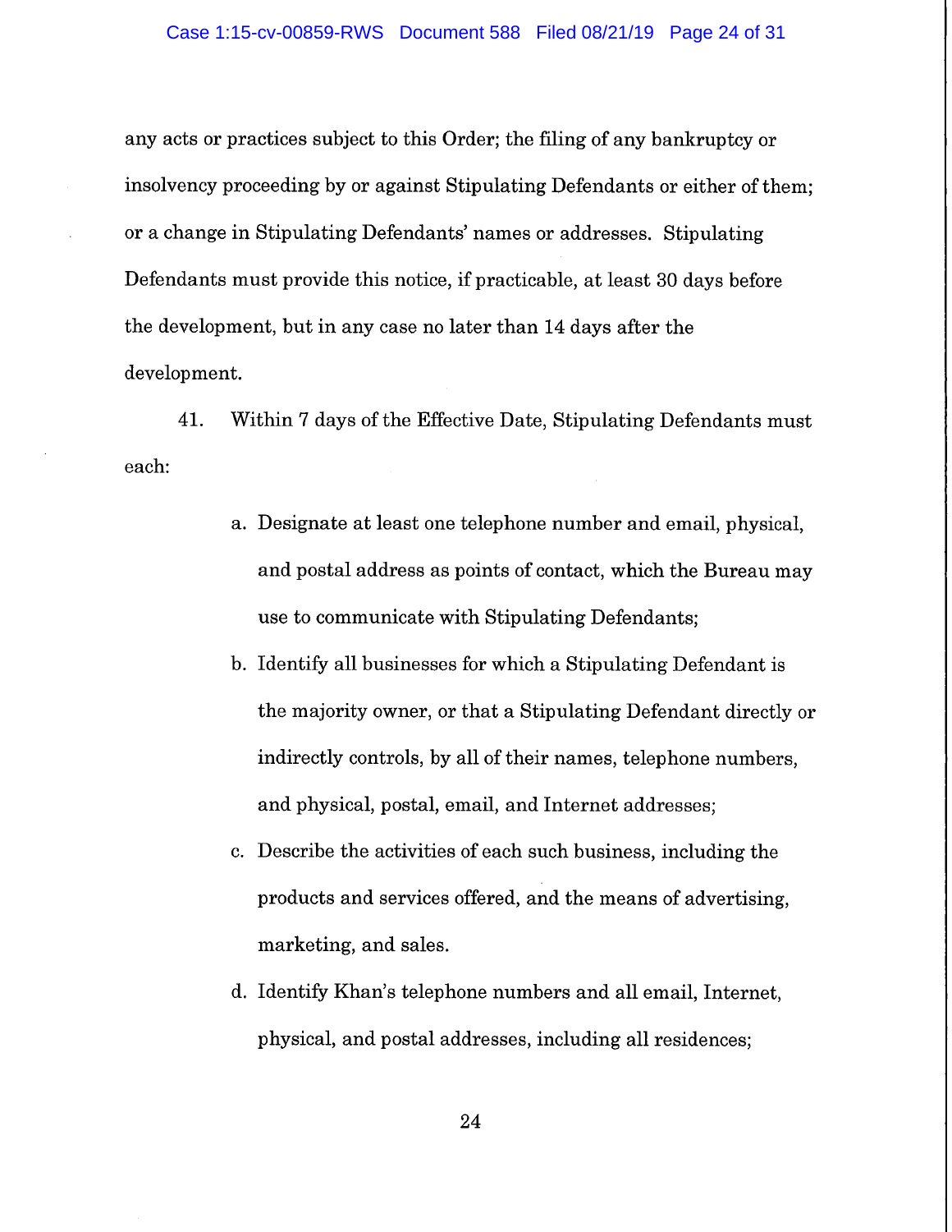any acts or practices subject to this Order; the filing of any bankruptcy or insolvency proceeding by or against Stipulating Defendants or either of them; or a change in Stipulating Defendants' names or addresses. Stipulating Defendants must provide this notice, if practicable, at least 30 days before the development, but in any case no later than 14 days after the development.

41. Within 7 days of the Effective Date, Stipulating Defendants must each:

a. Designate at least one telephone number and email, physical, and postal address as points of contact, which the Bureau may use to communicate with Stipulating Defendants;

b. Identify all businesses for which a Stipulating Defendant is the majority owner, or that a Stipulating Defendant directly or indirectly controls, by all of their names, telephone numbers, and physical, postal, email, and Internet addresses;

c. Describe the activities of each such business, including the products and services offered, and the means of advertising, marketing, and sales.

d. Identify Khan's telephone numbers and all email, Internet, physical, and postal addresses, including all residences;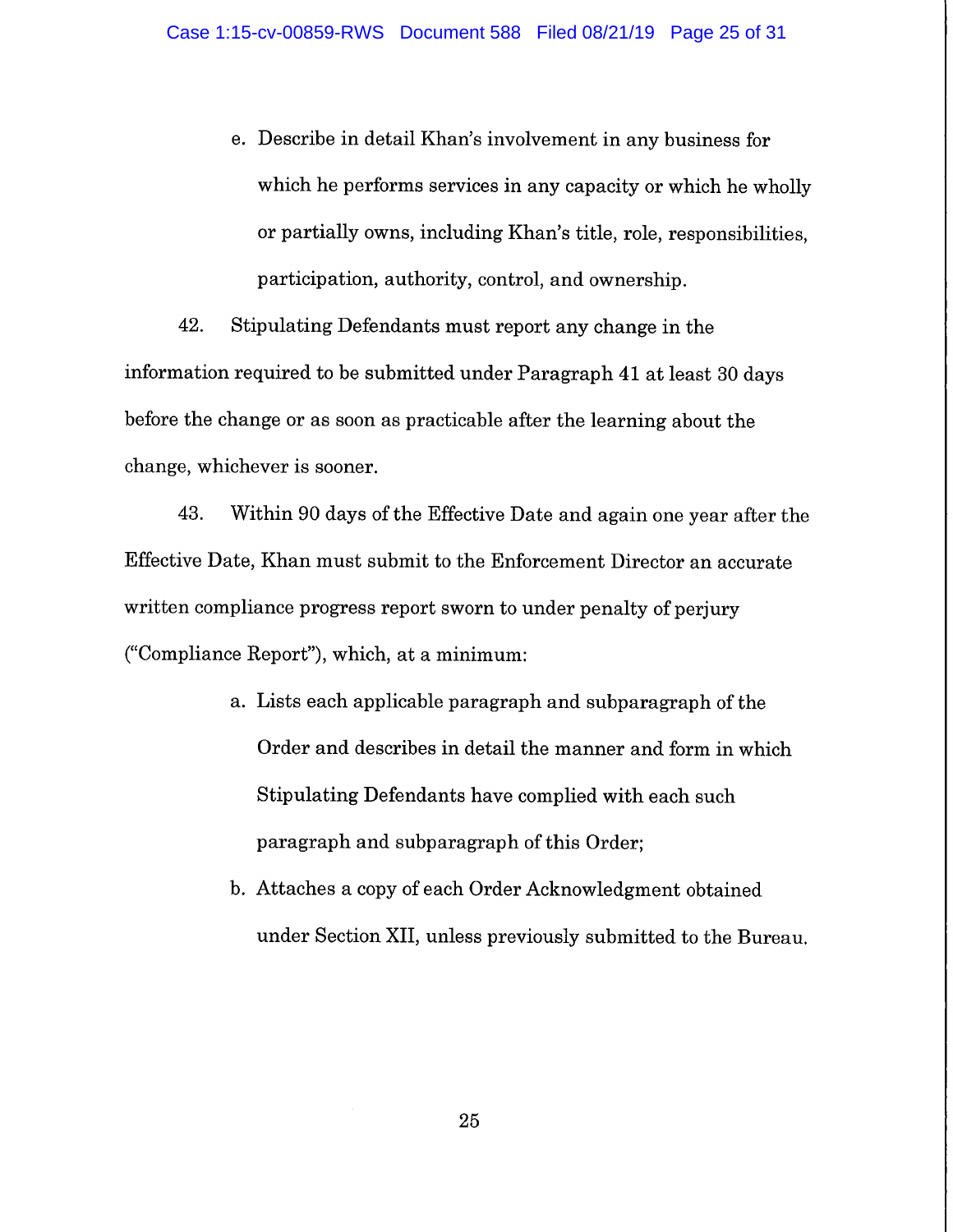e. Describe in detail Khan's involvement in any business for which he performs services in any capacity or which he wholly or partially owns, including Khan's title, role, responsibilities, participation, authority, control, and ownership.

42. Stipulating Defendants must report any change in the information required to be submitted under Paragraph 41 at least 30 days before the change or as soon as practicable after the learning about the change, whichever is sooner.

43. Within 90 days of the Effective Date and again one year after the Effective Date, Khan must submit to the Enforcement Director an accurate written compliance progress report sworn to under penalty of perjury ("Compliance Report"), which, at a minimum:

a. Lists each applicable paragraph and subparagraph of the Order and describes in detail the manner and form in which Stipulating Defendants have complied with each such paragraph and subparagraph of this Order;

b. Attaches a copy of each Order Acknowledgment obtained under Section XII, unless previously submitted to the Bureau.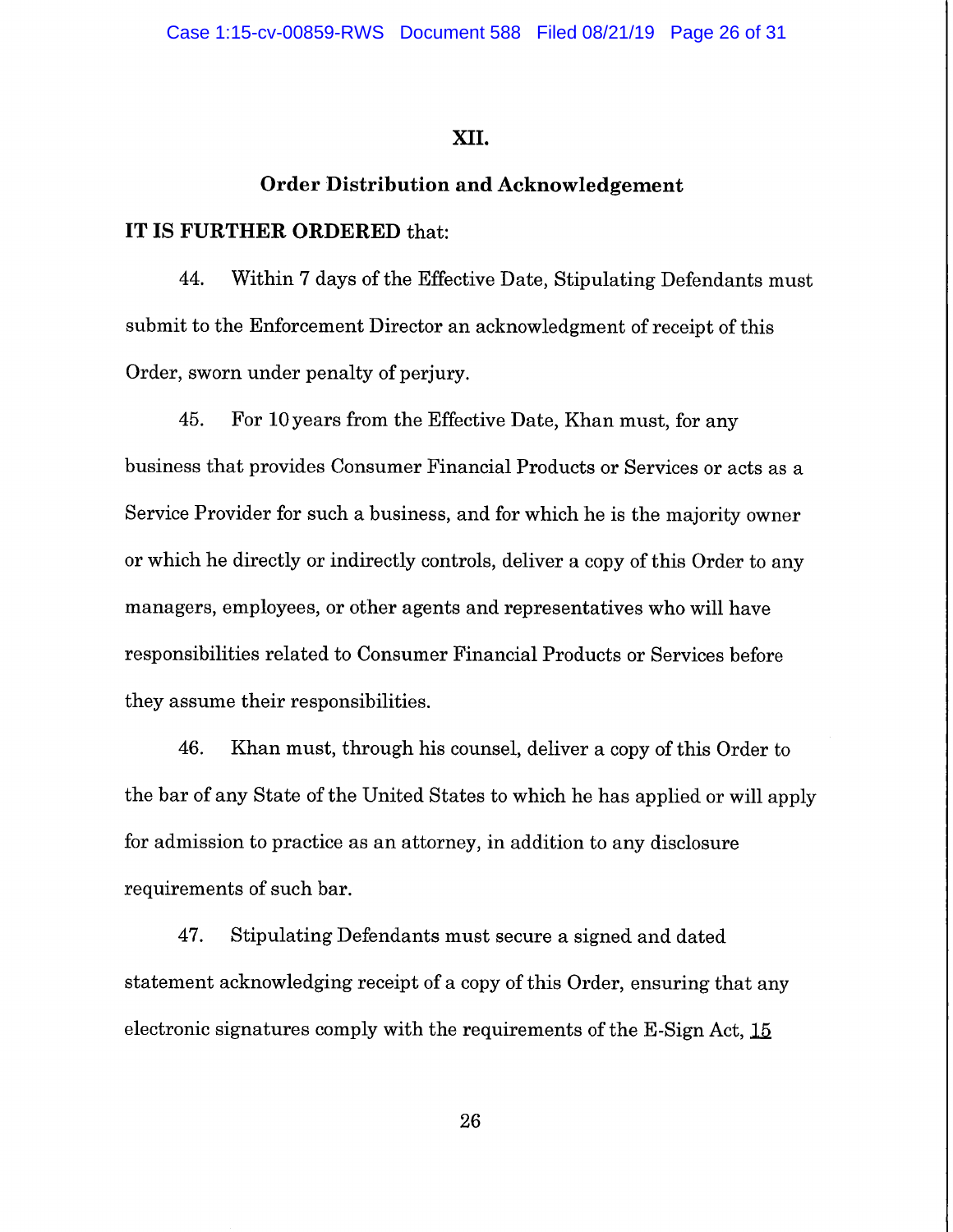## XII.

## Order Distribution and Acknowledgement

**IT IS FURTHER ORDERED** that:

44. Within 7 days of the Effective Date, Stipulating Defendants must submit to the Enforcement Director an acknowledgment of receipt of this Order, sworn under penalty of perjury.

45. For 10 years from the Effective Date, Khan must, for any business that provides Consumer Financial Products or Services or acts as a Service Provider for such a business, and for which he is the majority owner or which he directly or indirectly controls, deliver a copy of this Order to any managers, employees, or other agents and representatives who will have responsibilities related to Consumer Financial Products or Services before they assume their responsibilities.

46. Khan must, through his counsel, deliver a copy of this Order to the bar of any State of the United States to which he has applied or will apply for admission to practice as an attorney, in addition to any disclosure requirements of such bar.

47. Stipulating Defendants must secure a signed and dated statement acknowledging receipt of a copy of this Order, ensuring that any electronic signatures comply with the requirements of the E-Sign Act, 15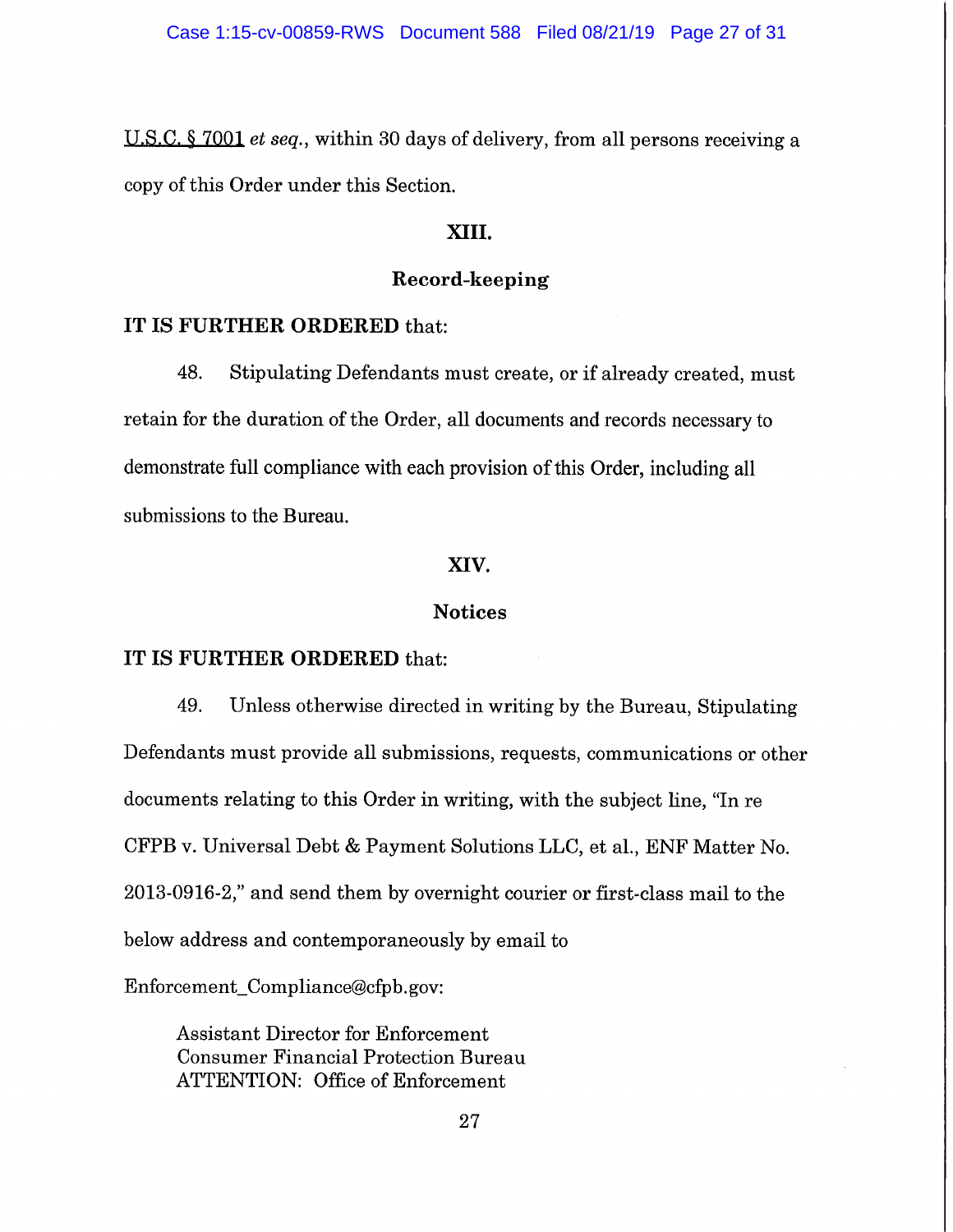U.S.C. § 7001 *et seq.*, within 30 days of delivery, from all persons receiving a copy of this Order under this Section.

## XIII.

## Record-keeping

**IT IS FURTHER ORDERED** that:

48. Stipulating Defendants must create, or if already created, must retain for the duration of the Order, all documents and records necessary to demonstrate full compliance with each provision of this Order, including all submissions to the Bureau.

## XIV.

## Notices

**IT IS FURTHER ORDERED** that:

49. Unless otherwise directed in writing by the Bureau, Stipulating Defendants must provide all submissions, requests, communications or other documents relating to this Order in writing, with the subject line, "In re CFPB v. Universal Debt & Payment Solutions LLC, et al., ENF Matter No. 2013-0916-2," and send them by overnight courier or first-class mail to the below address and contemporaneously by email to Enforcement_Compliance@cfpb.gov:

Assistant Director for Enforcement
Consumer Financial Protection Bureau
ATTENTION: Office of Enforcement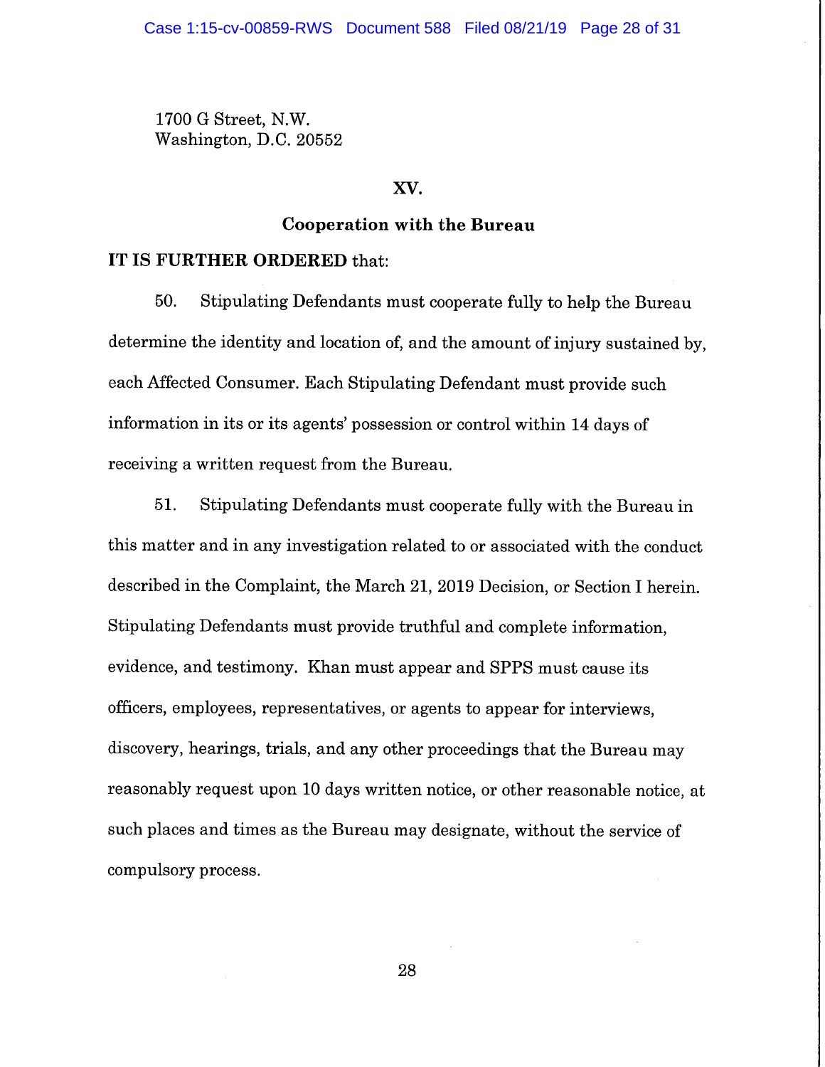1700 G Street, N.W.
Washington, D.C. 20552

## XV.

## Cooperation with the Bureau

**IT IS FURTHER ORDERED** that:

50. Stipulating Defendants must cooperate fully to help the Bureau determine the identity and location of, and the amount of injury sustained by, each Affected Consumer. Each Stipulating Defendant must provide such information in its or its agents' possession or control within 14 days of receiving a written request from the Bureau.

51. Stipulating Defendants must cooperate fully with the Bureau in this matter and in any investigation related to or associated with the conduct described in the Complaint, the March 21, 2019 Decision, or Section I herein. Stipulating Defendants must provide truthful and complete information, evidence, and testimony. Khan must appear and SPPS must cause its officers, employees, representatives, or agents to appear for interviews, discovery, hearings, trials, and any other proceedings that the Bureau may reasonably request upon 10 days written notice, or other reasonable notice, at such places and times as the Bureau may designate, without the service of compulsory process.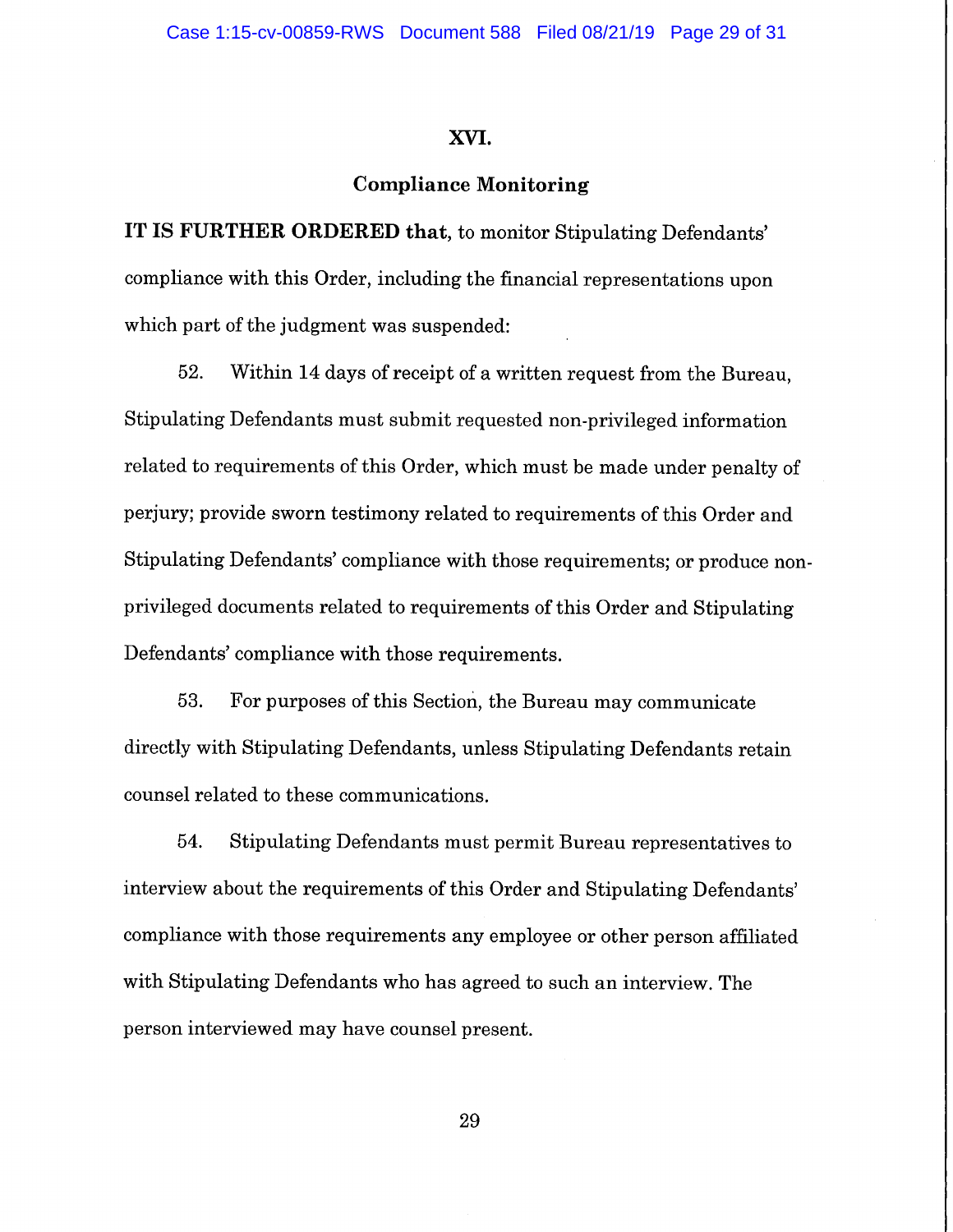## XVI.

## Compliance Monitoring

**IT IS FURTHER ORDERED that,** to monitor Stipulating Defendants' compliance with this Order, including the financial representations upon which part of the judgment was suspended:

52. Within 14 days of receipt of a written request from the Bureau, Stipulating Defendants must submit requested non-privileged information related to requirements of this Order, which must be made under penalty of perjury; provide sworn testimony related to requirements of this Order and Stipulating Defendants' compliance with those requirements; or produce non-privileged documents related to requirements of this Order and Stipulating Defendants' compliance with those requirements.

53. For purposes of this Section, the Bureau may communicate directly with Stipulating Defendants, unless Stipulating Defendants retain counsel related to these communications.

54. Stipulating Defendants must permit Bureau representatives to interview about the requirements of this Order and Stipulating Defendants' compliance with those requirements any employee or other person affiliated with Stipulating Defendants who has agreed to such an interview. The person interviewed may have counsel present.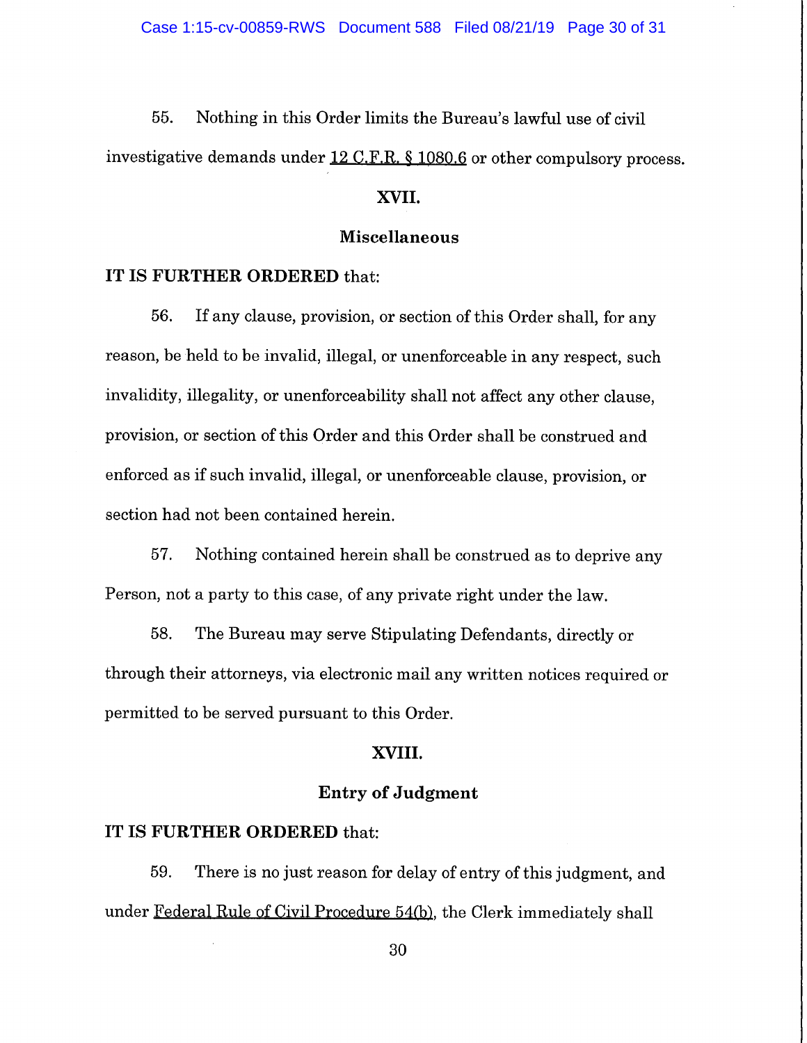55. Nothing in this Order limits the Bureau's lawful use of civil investigative demands under 12 C.F.R. § 1080.6 or other compulsory process.

## XVII.

## Miscellaneous

**IT IS FURTHER ORDERED** that:

56. If any clause, provision, or section of this Order shall, for any reason, be held to be invalid, illegal, or unenforceable in any respect, such invalidity, illegality, or unenforceability shall not affect any other clause, provision, or section of this Order and this Order shall be construed and enforced as if such invalid, illegal, or unenforceable clause, provision, or section had not been contained herein.

57. Nothing contained herein shall be construed as to deprive any Person, not a party to this case, of any private right under the law.

58. The Bureau may serve Stipulating Defendants, directly or through their attorneys, via electronic mail any written notices required or permitted to be served pursuant to this Order.

## XVIII.

## Entry of Judgment

**IT IS FURTHER ORDERED** that:

59. There is no just reason for delay of entry of this judgment, and under Federal Rule of Civil Procedure 54(b), the Clerk immediately shall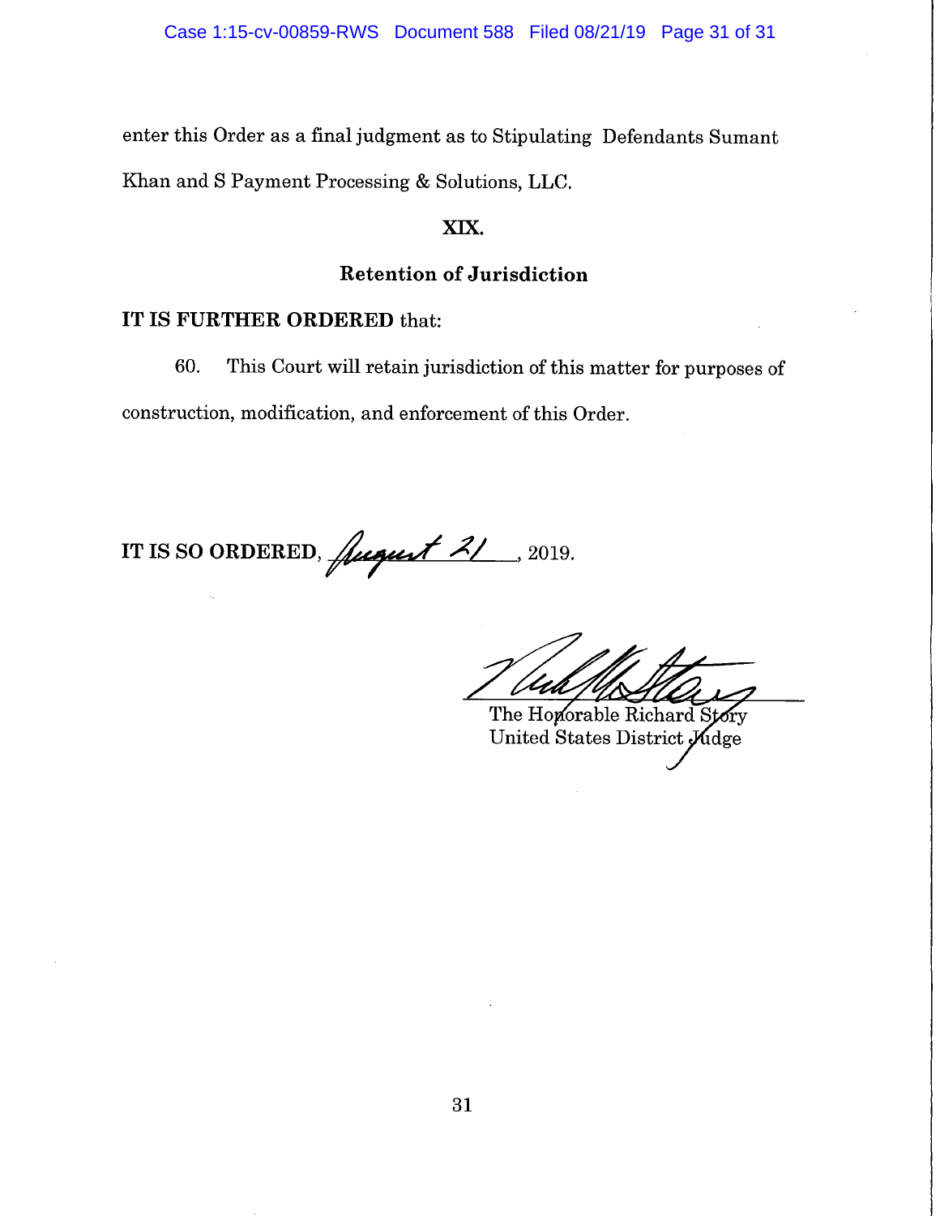enter this Order as a final judgment as to Stipulating Defendants Sumant Khan and S Payment Processing & Solutions, LLC.

## XIX.

## Retention of Jurisdiction

**IT IS FURTHER ORDERED** that:

60. This Court will retain jurisdiction of this matter for purposes of construction, modification, and enforcement of this Order.

**IT IS SO ORDERED,** August 21, 2019.

The Honorable Richard Story
United States District Judge